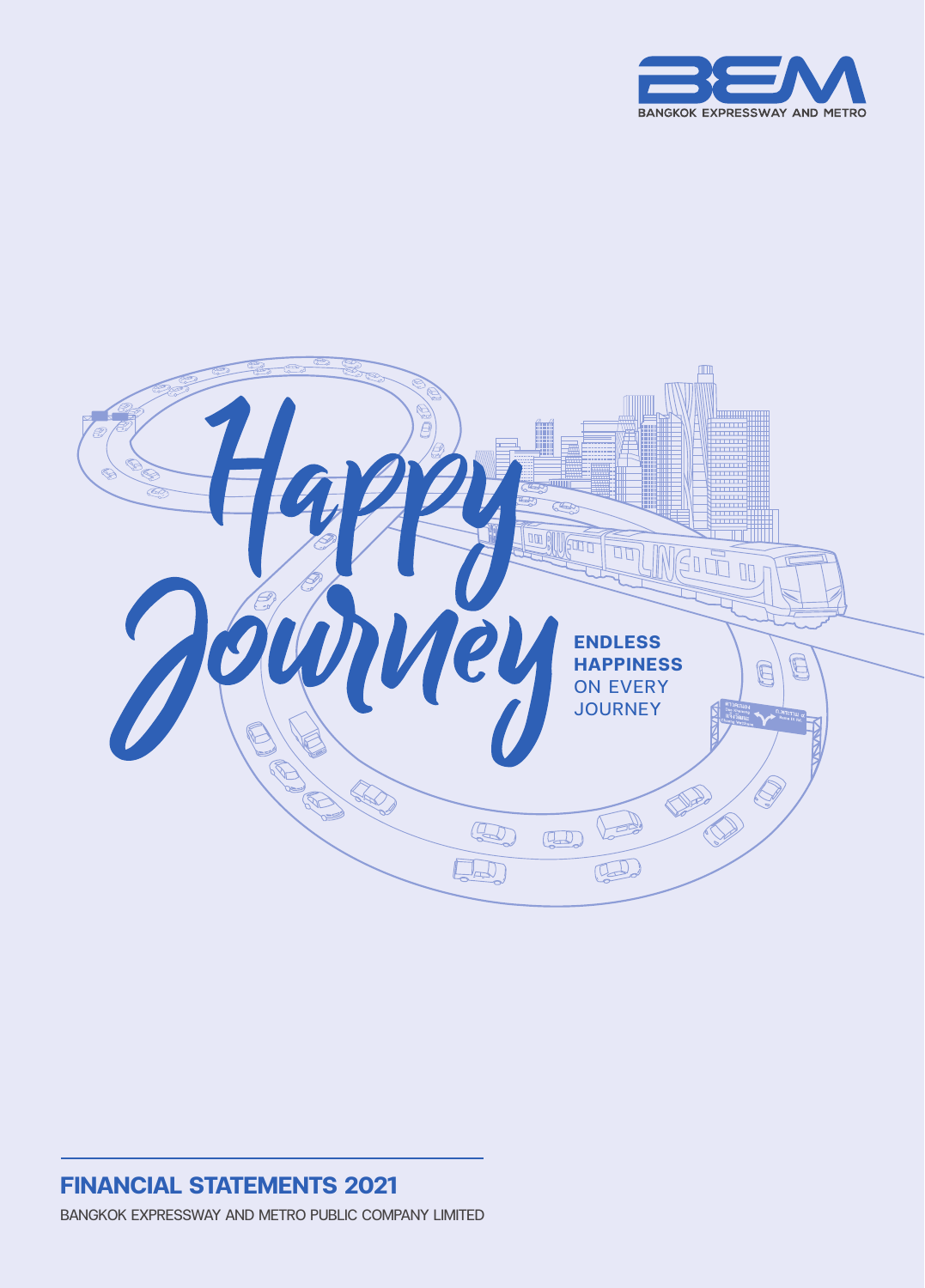BEM

BANGKOK EXPRESSWAY AND METRO

Happy Journey

**ENDLESS HAPPINESS** ON EVERY JOURNEY

# FINANCIAL STATEMENTS 2021

BANGKOK EXPRESSWAY AND METRO PUBLIC COMPANY LIMITED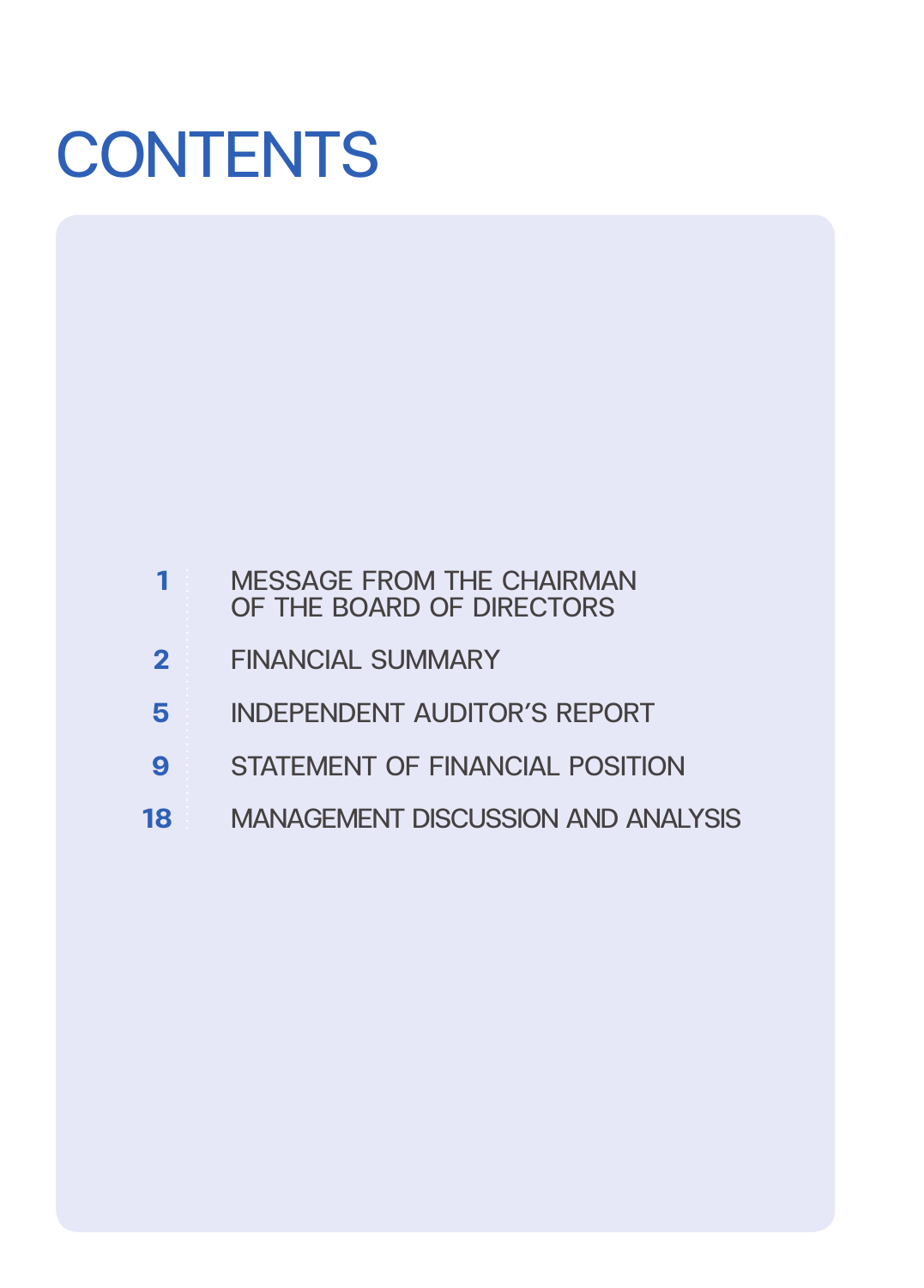# CONTENTS

| | |
|---|---|
| 1 | MESSAGE FROM THE CHAIRMAN OF THE BOARD OF DIRECTORS |
| 2 | FINANCIAL SUMMARY |
| 5 | INDEPENDENT AUDITOR'S REPORT |
| 9 | STATEMENT OF FINANCIAL POSITION |
| 18 | MANAGEMENT DISCUSSION AND ANALYSIS |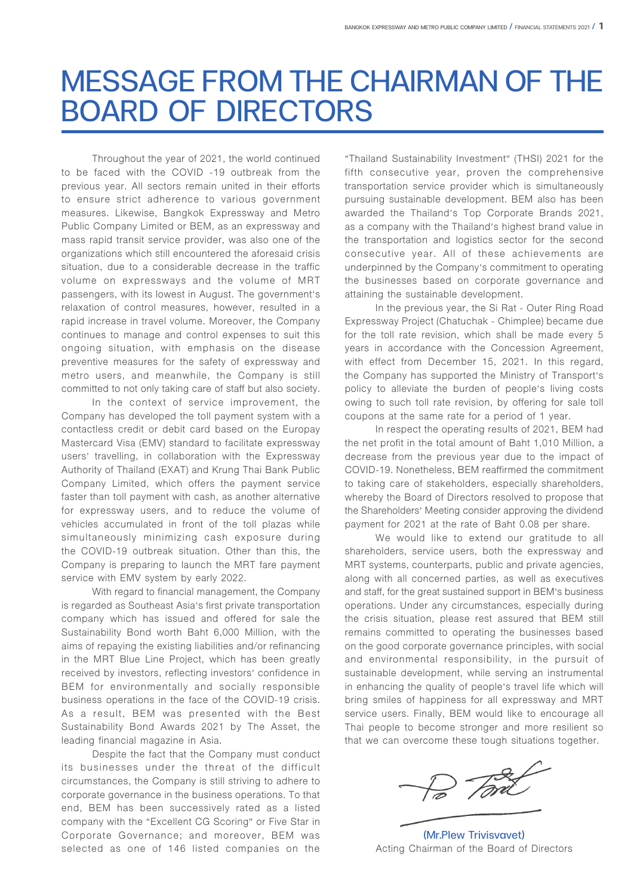# MESSAGE FROM THE CHAIRMAN OF THE BOARD OF DIRECTORS

Throughout the year of 2021, the world continued to be faced with the COVID -19 outbreak from the previous year. All sectors remain united in their efforts to ensure strict adherence to various government measures. Likewise, Bangkok Expressway and Metro Public Company Limited or BEM, as an expressway and mass rapid transit service provider, was also one of the organizations which still encountered the aforesaid crisis situation, due to a considerable decrease in the traffic volume on expressways and the volume of MRT passengers, with its lowest in August. The government's relaxation of control measures, however, resulted in a rapid increase in travel volume. Moreover, the Company continues to manage and control expenses to suit this ongoing situation, with emphasis on the disease preventive measures for the safety of expressway and metro users, and meanwhile, the Company is still committed to not only taking care of staff but also society.

In the context of service improvement, the Company has developed the toll payment system with a contactless credit or debit card based on the Europay Mastercard Visa (EMV) standard to facilitate expressway users' travelling, in collaboration with the Expressway Authority of Thailand (EXAT) and Krung Thai Bank Public Company Limited, which offers the payment service faster than toll payment with cash, as another alternative for expressway users, and to reduce the volume of vehicles accumulated in front of the toll plazas while simultaneously minimizing cash exposure during the COVID-19 outbreak situation. Other than this, the Company is preparing to launch the MRT fare payment service with EMV system by early 2022.

With regard to financial management, the Company is regarded as Southeast Asia's first private transportation company which has issued and offered for sale the Sustainability Bond worth Baht 6,000 Million, with the aims of repaying the existing liabilities and/or refinancing in the MRT Blue Line Project, which has been greatly received by investors, reflecting investors' confidence in BEM for environmentally and socially responsible business operations in the face of the COVID-19 crisis. As a result, BEM was presented with the Best Sustainability Bond Awards 2021 by The Asset, the leading financial magazine in Asia.

Despite the fact that the Company must conduct its businesses under the threat of the difficult circumstances, the Company is still striving to adhere to corporate governance in the business operations. To that end, BEM has been successively rated as a listed company with the "Excellent CG Scoring" or Five Star in Corporate Governance; and moreover, BEM was selected as one of 146 listed companies on the "Thailand Sustainability Investment" (THSI) 2021 for the fifth consecutive year, proven the comprehensive transportation service provider which is simultaneously pursuing sustainable development. BEM also has been awarded the Thailand's Top Corporate Brands 2021, as a company with the Thailand's highest brand value in the transportation and logistics sector for the second consecutive year. All of these achievements are underpinned by the Company's commitment to operating the businesses based on corporate governance and attaining the sustainable development.

In the previous year, the Si Rat - Outer Ring Road Expressway Project (Chatuchak - Chimplee) became due for the toll rate revision, which shall be made every 5 years in accordance with the Concession Agreement, with effect from December 15, 2021. In this regard, the Company has supported the Ministry of Transport's policy to alleviate the burden of people's living costs owing to such toll rate revision, by offering for sale toll coupons at the same rate for a period of 1 year.

In respect the operating results of 2021, BEM had the net profit in the total amount of Baht 1,010 Million, a decrease from the previous year due to the impact of COVID-19. Nonetheless, BEM reaffirmed the commitment to taking care of stakeholders, especially shareholders, whereby the Board of Directors resolved to propose that the Shareholders' Meeting consider approving the dividend payment for 2021 at the rate of Baht 0.08 per share.

We would like to extend our gratitude to all shareholders, service users, both the expressway and MRT systems, counterparts, public and private agencies, along with all concerned parties, as well as executives and staff, for the great sustained support in BEM's business operations. Under any circumstances, especially during the crisis situation, please rest assured that BEM still remains committed to operating the businesses based on the good corporate governance principles, with social and environmental responsibility, in the pursuit of sustainable development, while serving an instrumental in enhancing the quality of people's travel life which will bring smiles of happiness for all expressway and MRT service users. Finally, BEM would like to encourage all Thai people to become stronger and more resilient so that we can overcome these tough situations together.

**(Mr.Plew Trivisvavet)**
Acting Chairman of the Board of Directors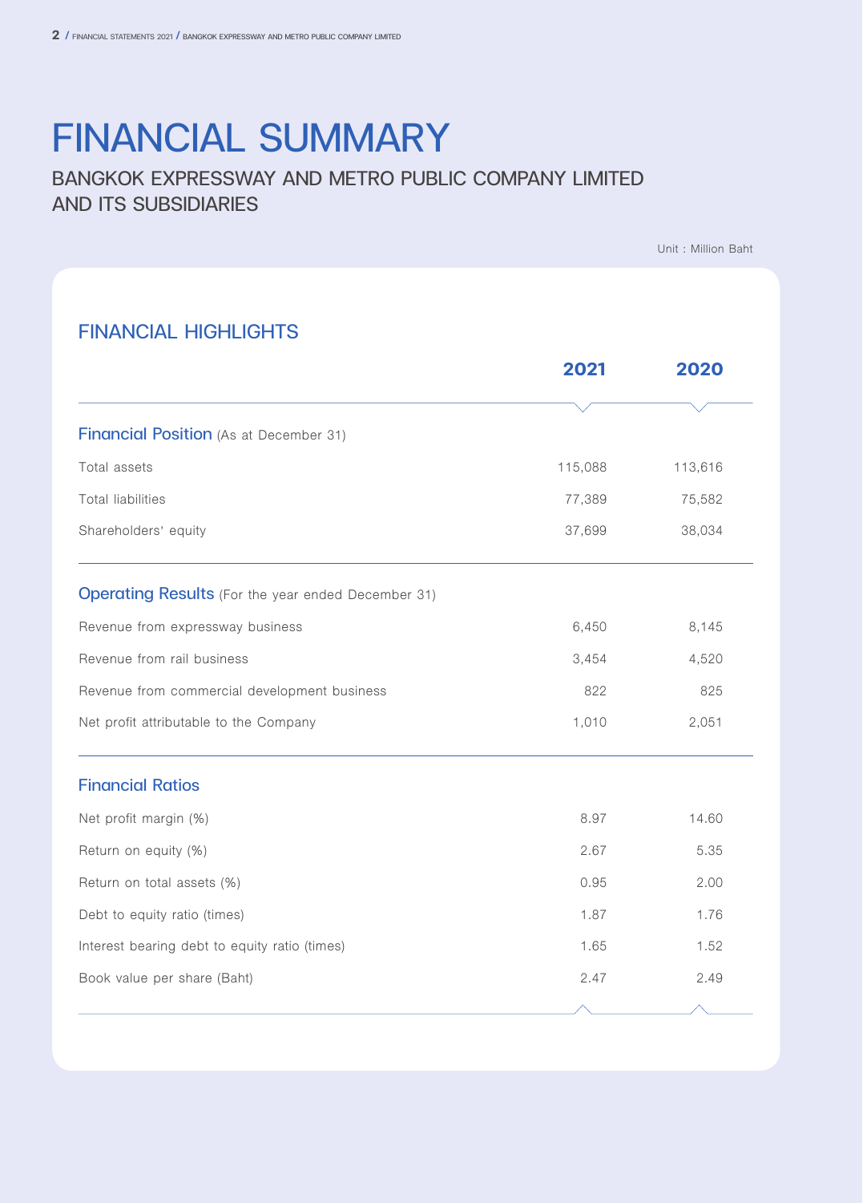# FINANCIAL SUMMARY

## BANGKOK EXPRESSWAY AND METRO PUBLIC COMPANY LIMITED AND ITS SUBSIDIARIES

Unit : Million Baht

### FINANCIAL HIGHLIGHTS

| | 2021 | 2020 |
|---|---|---|
| **Financial Position** (As at December 31) | | |
| Total assets | 115,088 | 113,616 |
| Total liabilities | 77,389 | 75,582 |
| Shareholders' equity | 37,699 | 38,034 |
| **Operating Results** (For the year ended December 31) | | |
| Revenue from expressway business | 6,450 | 8,145 |
| Revenue from rail business | 3,454 | 4,520 |
| Revenue from commercial development business | 822 | 825 |
| Net profit attributable to the Company | 1,010 | 2,051 |
| **Financial Ratios** | | |
| Net profit margin (%) | 8.97 | 14.60 |
| Return on equity (%) | 2.67 | 5.35 |
| Return on total assets (%) | 0.95 | 2.00 |
| Debt to equity ratio (times) | 1.87 | 1.76 |
| Interest bearing debt to equity ratio (times) | 1.65 | 1.52 |
| Book value per share (Baht) | 2.47 | 2.49 |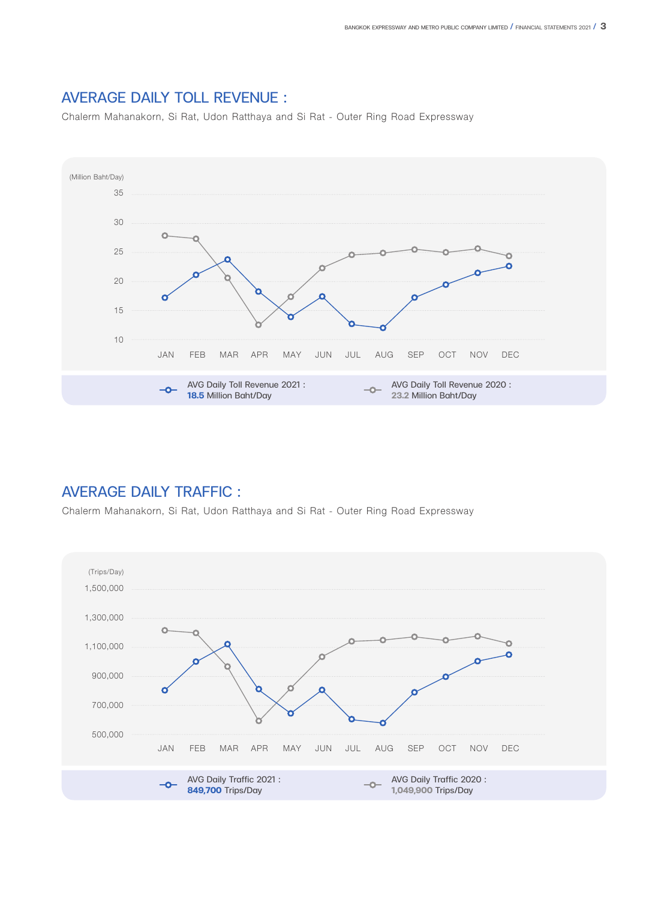## AVERAGE DAILY TOLL REVENUE :

Chalerm Mahanakorn, Si Rat, Udon Ratthaya and Si Rat - Outer Ring Road Expressway

(Million Baht/Day)

35
30
25
20
15
10

JAN FEB MAR APR MAY JUN JUL AUG SEP OCT NOV DEC

AVG Daily Toll Revenue 2021 : **18.5** Million Baht/Day

AVG Daily Toll Revenue 2020 : **23.2** Million Baht/Day

## AVERAGE DAILY TRAFFIC :

Chalerm Mahanakorn, Si Rat, Udon Ratthaya and Si Rat - Outer Ring Road Expressway

(Trips/Day)

1,500,000
1,300,000
1,100,000
900,000
700,000
500,000

JAN FEB MAR APR MAY JUN JUL AUG SEP OCT NOV DEC

AVG Daily Traffic 2021 : **849,700** Trips/Day

AVG Daily Traffic 2020 : **1,049,900** Trips/Day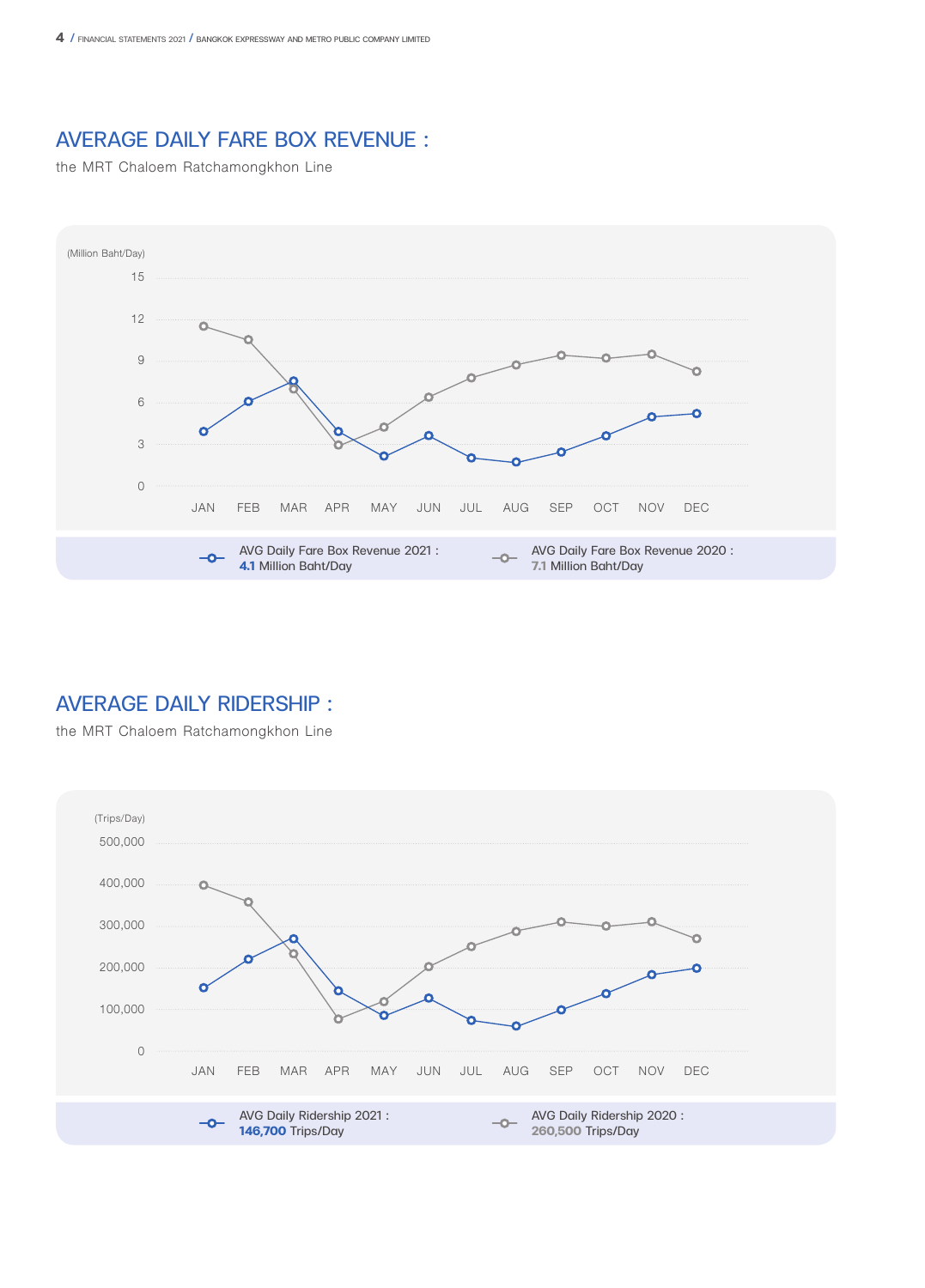## AVERAGE DAILY FARE BOX REVENUE :

the MRT Chaloem Ratchamongkhon Line

(Million Baht/Day)

15

12

9

6

3

0

JAN FEB MAR APR MAY JUN JUL AUG SEP OCT NOV DEC

AVG Daily Fare Box Revenue 2021 : **4.1** Million Baht/Day

AVG Daily Fare Box Revenue 2020 : **7.1** Million Baht/Day

## AVERAGE DAILY RIDERSHIP :

the MRT Chaloem Ratchamongkhon Line

(Trips/Day)

500,000

400,000

300,000

200,000

100,000

0

JAN FEB MAR APR MAY JUN JUL AUG SEP OCT NOV DEC

AVG Daily Ridership 2021 : **146,700** Trips/Day

AVG Daily Ridership 2020 : **260,500** Trips/Day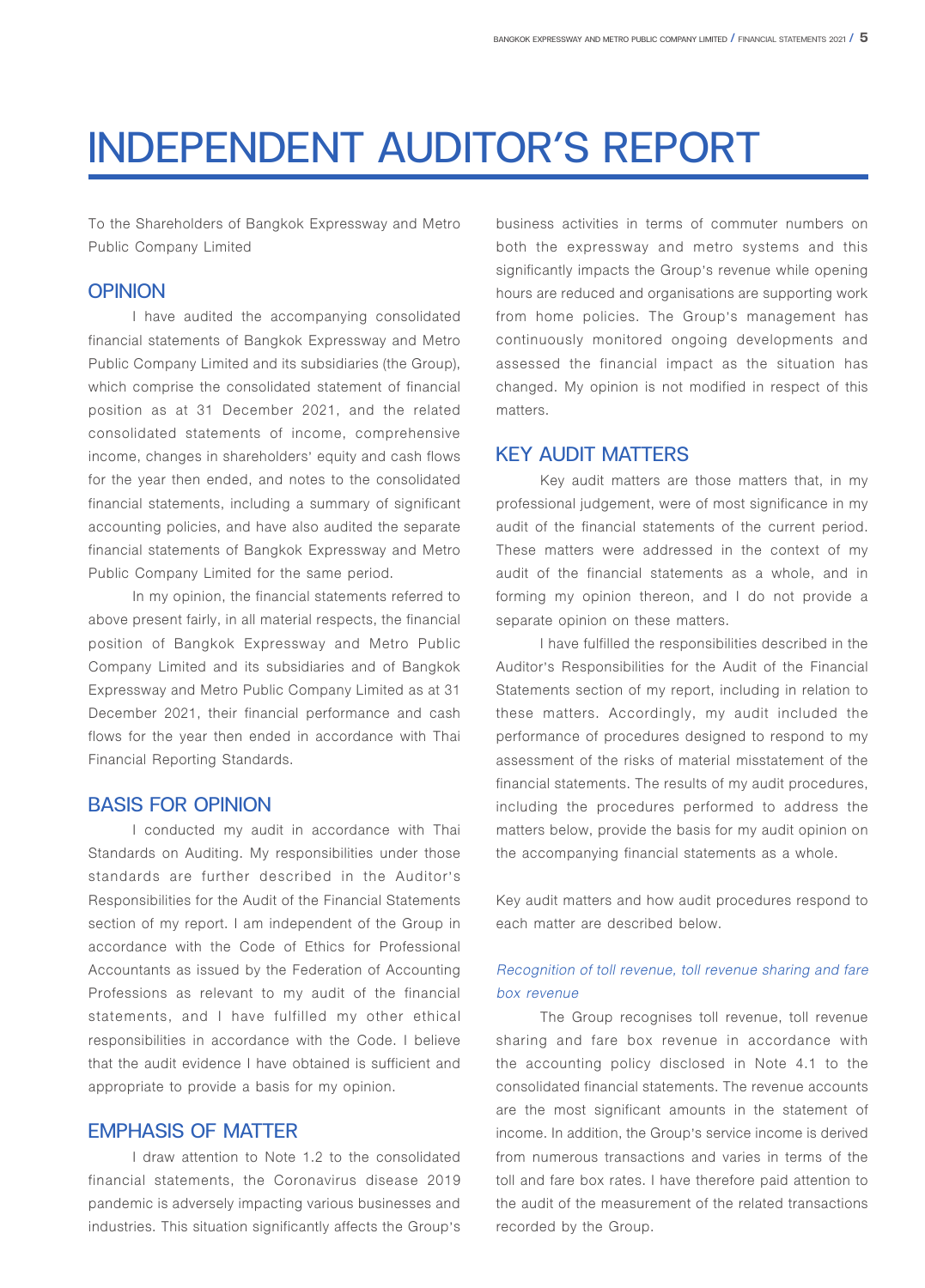# INDEPENDENT AUDITOR'S REPORT

To the Shareholders of Bangkok Expressway and Metro Public Company Limited

## OPINION

I have audited the accompanying consolidated financial statements of Bangkok Expressway and Metro Public Company Limited and its subsidiaries (the Group), which comprise the consolidated statement of financial position as at 31 December 2021, and the related consolidated statements of income, comprehensive income, changes in shareholders' equity and cash flows for the year then ended, and notes to the consolidated financial statements, including a summary of significant accounting policies, and have also audited the separate financial statements of Bangkok Expressway and Metro Public Company Limited for the same period.

In my opinion, the financial statements referred to above present fairly, in all material respects, the financial position of Bangkok Expressway and Metro Public Company Limited and its subsidiaries and of Bangkok Expressway and Metro Public Company Limited as at 31 December 2021, their financial performance and cash flows for the year then ended in accordance with Thai Financial Reporting Standards.

## BASIS FOR OPINION

I conducted my audit in accordance with Thai Standards on Auditing. My responsibilities under those standards are further described in the Auditor's Responsibilities for the Audit of the Financial Statements section of my report. I am independent of the Group in accordance with the Code of Ethics for Professional Accountants as issued by the Federation of Accounting Professions as relevant to my audit of the financial statements, and I have fulfilled my other ethical responsibilities in accordance with the Code. I believe that the audit evidence I have obtained is sufficient and appropriate to provide a basis for my opinion.

## EMPHASIS OF MATTER

I draw attention to Note 1.2 to the consolidated financial statements, the Coronavirus disease 2019 pandemic is adversely impacting various businesses and industries. This situation significantly affects the Group's business activities in terms of commuter numbers on both the expressway and metro systems and this significantly impacts the Group's revenue while opening hours are reduced and organisations are supporting work from home policies. The Group's management has continuously monitored ongoing developments and assessed the financial impact as the situation has changed. My opinion is not modified in respect of this matters.

## KEY AUDIT MATTERS

Key audit matters are those matters that, in my professional judgement, were of most significance in my audit of the financial statements of the current period. These matters were addressed in the context of my audit of the financial statements as a whole, and in forming my opinion thereon, and I do not provide a separate opinion on these matters.

I have fulfilled the responsibilities described in the Auditor's Responsibilities for the Audit of the Financial Statements section of my report, including in relation to these matters. Accordingly, my audit included the performance of procedures designed to respond to my assessment of the risks of material misstatement of the financial statements. The results of my audit procedures, including the procedures performed to address the matters below, provide the basis for my audit opinion on the accompanying financial statements as a whole.

Key audit matters and how audit procedures respond to each matter are described below.

*Recognition of toll revenue, toll revenue sharing and fare box revenue*

The Group recognises toll revenue, toll revenue sharing and fare box revenue in accordance with the accounting policy disclosed in Note 4.1 to the consolidated financial statements. The revenue accounts are the most significant amounts in the statement of income. In addition, the Group's service income is derived from numerous transactions and varies in terms of the toll and fare box rates. I have therefore paid attention to the audit of the measurement of the related transactions recorded by the Group.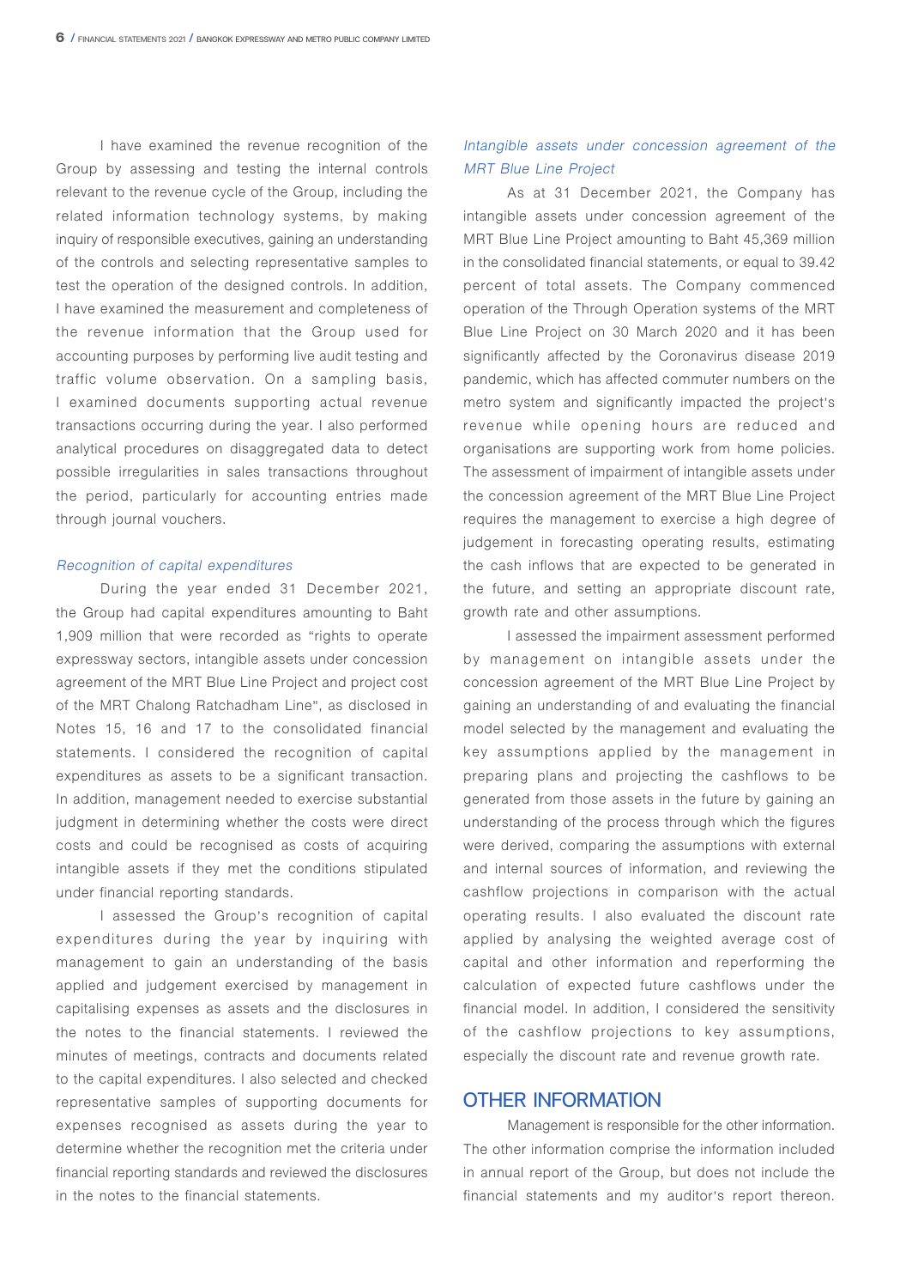I have examined the revenue recognition of the Group by assessing and testing the internal controls relevant to the revenue cycle of the Group, including the related information technology systems, by making inquiry of responsible executives, gaining an understanding of the controls and selecting representative samples to test the operation of the designed controls. In addition, I have examined the measurement and completeness of the revenue information that the Group used for accounting purposes by performing live audit testing and traffic volume observation. On a sampling basis, I examined documents supporting actual revenue transactions occurring during the year. I also performed analytical procedures on disaggregated data to detect possible irregularities in sales transactions throughout the period, particularly for accounting entries made through journal vouchers.

*Recognition of capital expenditures*

During the year ended 31 December 2021, the Group had capital expenditures amounting to Baht 1,909 million that were recorded as "rights to operate expressway sectors, intangible assets under concession agreement of the MRT Blue Line Project and project cost of the MRT Chalong Ratchadham Line", as disclosed in Notes 15, 16 and 17 to the consolidated financial statements. I considered the recognition of capital expenditures as assets to be a significant transaction. In addition, management needed to exercise substantial judgment in determining whether the costs were direct costs and could be recognised as costs of acquiring intangible assets if they met the conditions stipulated under financial reporting standards.

I assessed the Group's recognition of capital expenditures during the year by inquiring with management to gain an understanding of the basis applied and judgement exercised by management in capitalising expenses as assets and the disclosures in the notes to the financial statements. I reviewed the minutes of meetings, contracts and documents related to the capital expenditures. I also selected and checked representative samples of supporting documents for expenses recognised as assets during the year to determine whether the recognition met the criteria under financial reporting standards and reviewed the disclosures in the notes to the financial statements.

*Intangible assets under concession agreement of the MRT Blue Line Project*

As at 31 December 2021, the Company has intangible assets under concession agreement of the MRT Blue Line Project amounting to Baht 45,369 million in the consolidated financial statements, or equal to 39.42 percent of total assets. The Company commenced operation of the Through Operation systems of the MRT Blue Line Project on 30 March 2020 and it has been significantly affected by the Coronavirus disease 2019 pandemic, which has affected commuter numbers on the metro system and significantly impacted the project's revenue while opening hours are reduced and organisations are supporting work from home policies. The assessment of impairment of intangible assets under the concession agreement of the MRT Blue Line Project requires the management to exercise a high degree of judgement in forecasting operating results, estimating the cash inflows that are expected to be generated in the future, and setting an appropriate discount rate, growth rate and other assumptions.

I assessed the impairment assessment performed by management on intangible assets under the concession agreement of the MRT Blue Line Project by gaining an understanding of and evaluating the financial model selected by the management and evaluating the key assumptions applied by the management in preparing plans and projecting the cashflows to be generated from those assets in the future by gaining an understanding of the process through which the figures were derived, comparing the assumptions with external and internal sources of information, and reviewing the cashflow projections in comparison with the actual operating results. I also evaluated the discount rate applied by analysing the weighted average cost of capital and other information and reperforming the calculation of expected future cashflows under the financial model. In addition, I considered the sensitivity of the cashflow projections to key assumptions, especially the discount rate and revenue growth rate.

## OTHER INFORMATION

Management is responsible for the other information. The other information comprise the information included in annual report of the Group, but does not include the financial statements and my auditor's report thereon.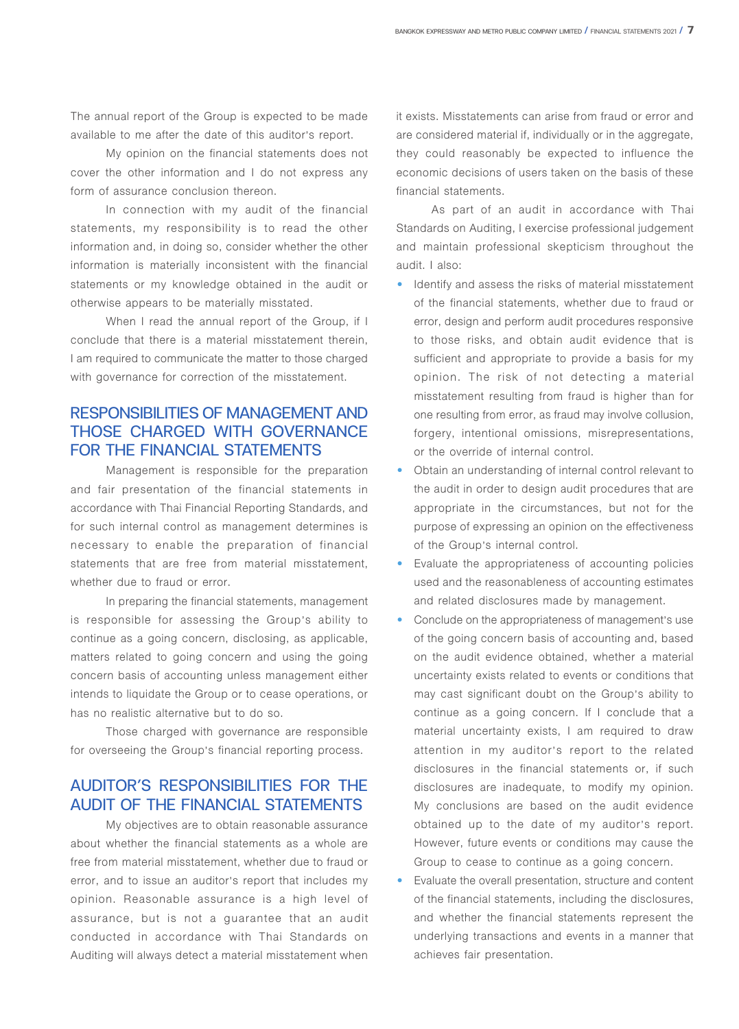The annual report of the Group is expected to be made available to me after the date of this auditor's report.

My opinion on the financial statements does not cover the other information and I do not express any form of assurance conclusion thereon.

In connection with my audit of the financial statements, my responsibility is to read the other information and, in doing so, consider whether the other information is materially inconsistent with the financial statements or my knowledge obtained in the audit or otherwise appears to be materially misstated.

When I read the annual report of the Group, if I conclude that there is a material misstatement therein, I am required to communicate the matter to those charged with governance for correction of the misstatement.

## RESPONSIBILITIES OF MANAGEMENT AND THOSE CHARGED WITH GOVERNANCE FOR THE FINANCIAL STATEMENTS

Management is responsible for the preparation and fair presentation of the financial statements in accordance with Thai Financial Reporting Standards, and for such internal control as management determines is necessary to enable the preparation of financial statements that are free from material misstatement, whether due to fraud or error.

In preparing the financial statements, management is responsible for assessing the Group's ability to continue as a going concern, disclosing, as applicable, matters related to going concern and using the going concern basis of accounting unless management either intends to liquidate the Group or to cease operations, or has no realistic alternative but to do so.

Those charged with governance are responsible for overseeing the Group's financial reporting process.

## AUDITOR'S RESPONSIBILITIES FOR THE AUDIT OF THE FINANCIAL STATEMENTS

My objectives are to obtain reasonable assurance about whether the financial statements as a whole are free from material misstatement, whether due to fraud or error, and to issue an auditor's report that includes my opinion. Reasonable assurance is a high level of assurance, but is not a guarantee that an audit conducted in accordance with Thai Standards on Auditing will always detect a material misstatement when it exists. Misstatements can arise from fraud or error and are considered material if, individually or in the aggregate, they could reasonably be expected to influence the economic decisions of users taken on the basis of these financial statements.

As part of an audit in accordance with Thai Standards on Auditing, I exercise professional judgement and maintain professional skepticism throughout the audit. I also:

- Identify and assess the risks of material misstatement of the financial statements, whether due to fraud or error, design and perform audit procedures responsive to those risks, and obtain audit evidence that is sufficient and appropriate to provide a basis for my opinion. The risk of not detecting a material misstatement resulting from fraud is higher than for one resulting from error, as fraud may involve collusion, forgery, intentional omissions, misrepresentations, or the override of internal control.
- Obtain an understanding of internal control relevant to the audit in order to design audit procedures that are appropriate in the circumstances, but not for the purpose of expressing an opinion on the effectiveness of the Group's internal control.
- Evaluate the appropriateness of accounting policies used and the reasonableness of accounting estimates and related disclosures made by management.
- Conclude on the appropriateness of management's use of the going concern basis of accounting and, based on the audit evidence obtained, whether a material uncertainty exists related to events or conditions that may cast significant doubt on the Group's ability to continue as a going concern. If I conclude that a material uncertainty exists, I am required to draw attention in my auditor's report to the related disclosures in the financial statements or, if such disclosures are inadequate, to modify my opinion. My conclusions are based on the audit evidence obtained up to the date of my auditor's report. However, future events or conditions may cause the Group to cease to continue as a going concern.
- Evaluate the overall presentation, structure and content of the financial statements, including the disclosures, and whether the financial statements represent the underlying transactions and events in a manner that achieves fair presentation.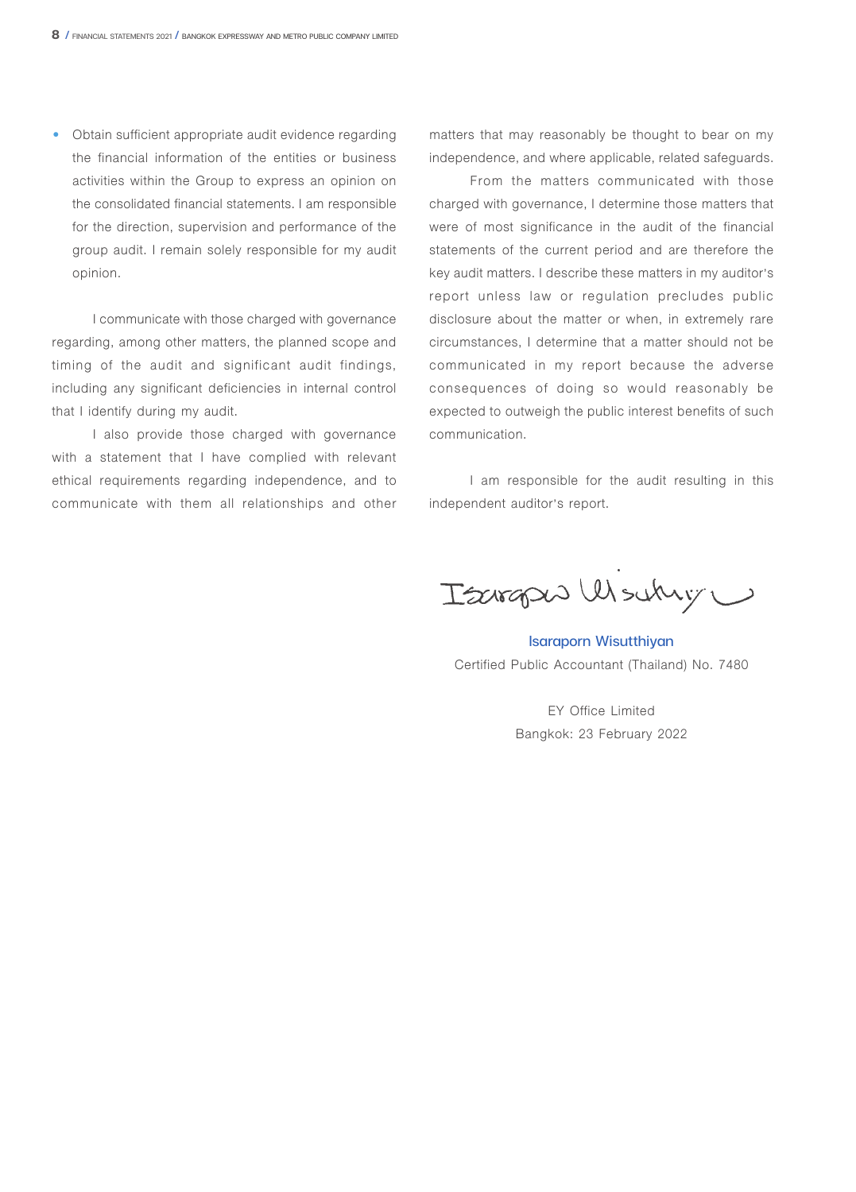- Obtain sufficient appropriate audit evidence regarding the financial information of the entities or business activities within the Group to express an opinion on the consolidated financial statements. I am responsible for the direction, supervision and performance of the group audit. I remain solely responsible for my audit opinion.

I communicate with those charged with governance regarding, among other matters, the planned scope and timing of the audit and significant audit findings, including any significant deficiencies in internal control that I identify during my audit.

I also provide those charged with governance with a statement that I have complied with relevant ethical requirements regarding independence, and to communicate with them all relationships and other matters that may reasonably be thought to bear on my independence, and where applicable, related safeguards.

From the matters communicated with those charged with governance, I determine those matters that were of most significance in the audit of the financial statements of the current period and are therefore the key audit matters. I describe these matters in my auditor's report unless law or regulation precludes public disclosure about the matter or when, in extremely rare circumstances, I determine that a matter should not be communicated in my report because the adverse consequences of doing so would reasonably be expected to outweigh the public interest benefits of such communication.

I am responsible for the audit resulting in this independent auditor's report.

**Isaraporn Wisutthiyan**
Certified Public Accountant (Thailand) No. 7480

EY Office Limited
Bangkok: 23 February 2022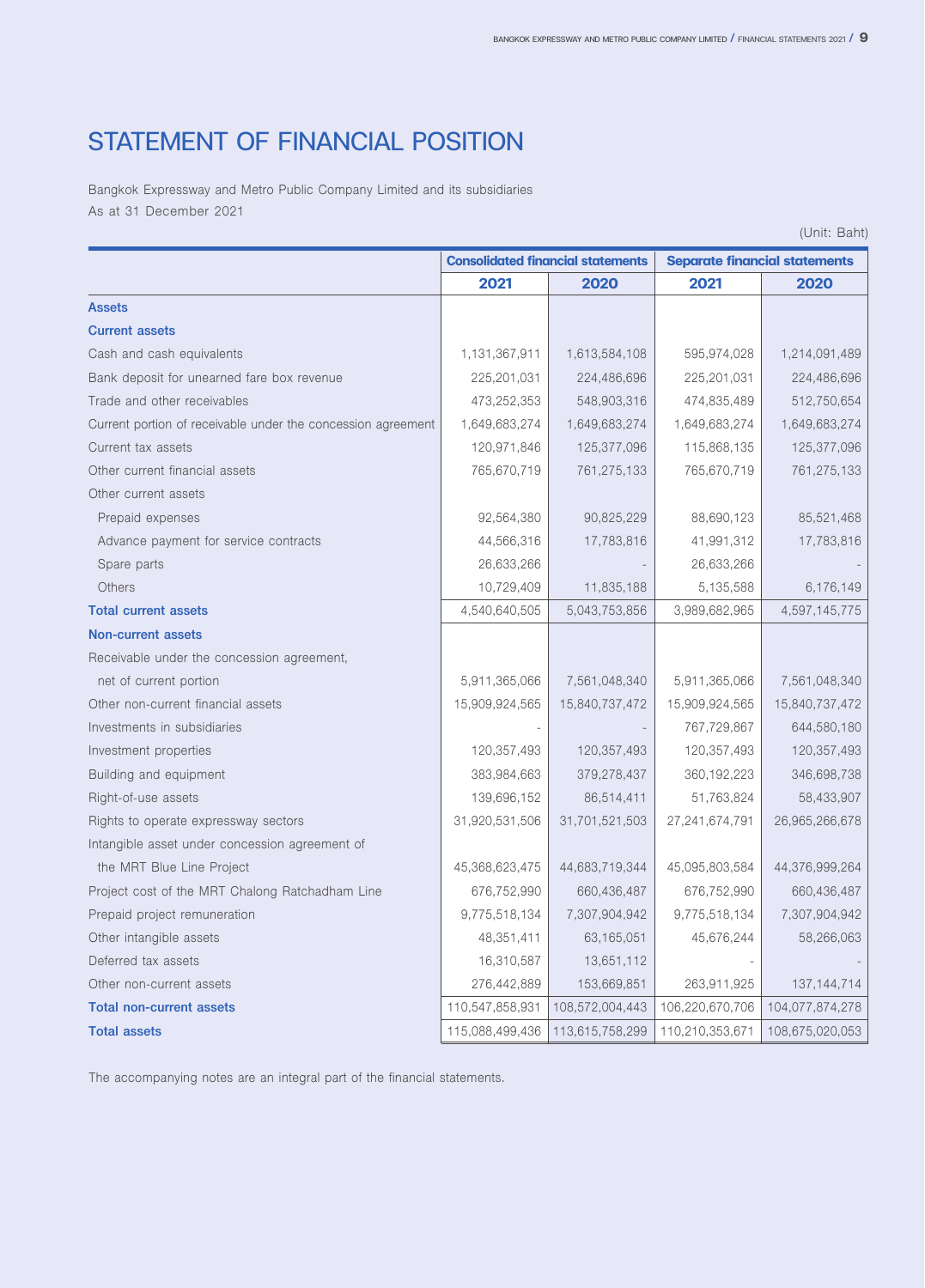# STATEMENT OF FINANCIAL POSITION

Bangkok Expressway and Metro Public Company Limited and its subsidiaries
As at 31 December 2021

(Unit: Baht)

| | Consolidated financial statements | | Separate financial statements | |
|---|---|---|---|---|
| | 2021 | 2020 | 2021 | 2020 |
| **Assets** | | | | |
| **Current assets** | | | | |
| Cash and cash equivalents | 1,131,367,911 | 1,613,584,108 | 595,974,028 | 1,214,091,489 |
| Bank deposit for unearned fare box revenue | 225,201,031 | 224,486,696 | 225,201,031 | 224,486,696 |
| Trade and other receivables | 473,252,353 | 548,903,316 | 474,835,489 | 512,750,654 |
| Current portion of receivable under the concession agreement | 1,649,683,274 | 1,649,683,274 | 1,649,683,274 | 1,649,683,274 |
| Current tax assets | 120,971,846 | 125,377,096 | 115,868,135 | 125,377,096 |
| Other current financial assets | 765,670,719 | 761,275,133 | 765,670,719 | 761,275,133 |
| Other current assets | | | | |
| Prepaid expenses | 92,564,380 | 90,825,229 | 88,690,123 | 85,521,468 |
| Advance payment for service contracts | 44,566,316 | 17,783,816 | 41,991,312 | 17,783,816 |
| Spare parts | 26,633,266 | - | 26,633,266 | - |
| Others | 10,729,409 | 11,835,188 | 5,135,588 | 6,176,149 |
| **Total current assets** | 4,540,640,505 | 5,043,753,856 | 3,989,682,965 | 4,597,145,775 |
| **Non-current assets** | | | | |
| Receivable under the concession agreement, net of current portion | 5,911,365,066 | 7,561,048,340 | 5,911,365,066 | 7,561,048,340 |
| Other non-current financial assets | 15,909,924,565 | 15,840,737,472 | 15,909,924,565 | 15,840,737,472 |
| Investments in subsidiaries | - | - | 767,729,867 | 644,580,180 |
| Investment properties | 120,357,493 | 120,357,493 | 120,357,493 | 120,357,493 |
| Building and equipment | 383,984,663 | 379,278,437 | 360,192,223 | 346,698,738 |
| Right-of-use assets | 139,696,152 | 86,514,411 | 51,763,824 | 58,433,907 |
| Rights to operate expressway sectors | 31,920,531,506 | 31,701,521,503 | 27,241,674,791 | 26,965,266,678 |
| Intangible asset under concession agreement of the MRT Blue Line Project | 45,368,623,475 | 44,683,719,344 | 45,095,803,584 | 44,376,999,264 |
| Project cost of the MRT Chalong Ratchadham Line | 676,752,990 | 660,436,487 | 676,752,990 | 660,436,487 |
| Prepaid project remuneration | 9,775,518,134 | 7,307,904,942 | 9,775,518,134 | 7,307,904,942 |
| Other intangible assets | 48,351,411 | 63,165,051 | 45,676,244 | 58,266,063 |
| Deferred tax assets | 16,310,587 | 13,651,112 | - | - |
| Other non-current assets | 276,442,889 | 153,669,851 | 263,911,925 | 137,144,714 |
| **Total non-current assets** | 110,547,858,931 | 108,572,004,443 | 106,220,670,706 | 104,077,874,278 |
| **Total assets** | 115,088,499,436 | 113,615,758,299 | 110,210,353,671 | 108,675,020,053 |

The accompanying notes are an integral part of the financial statements.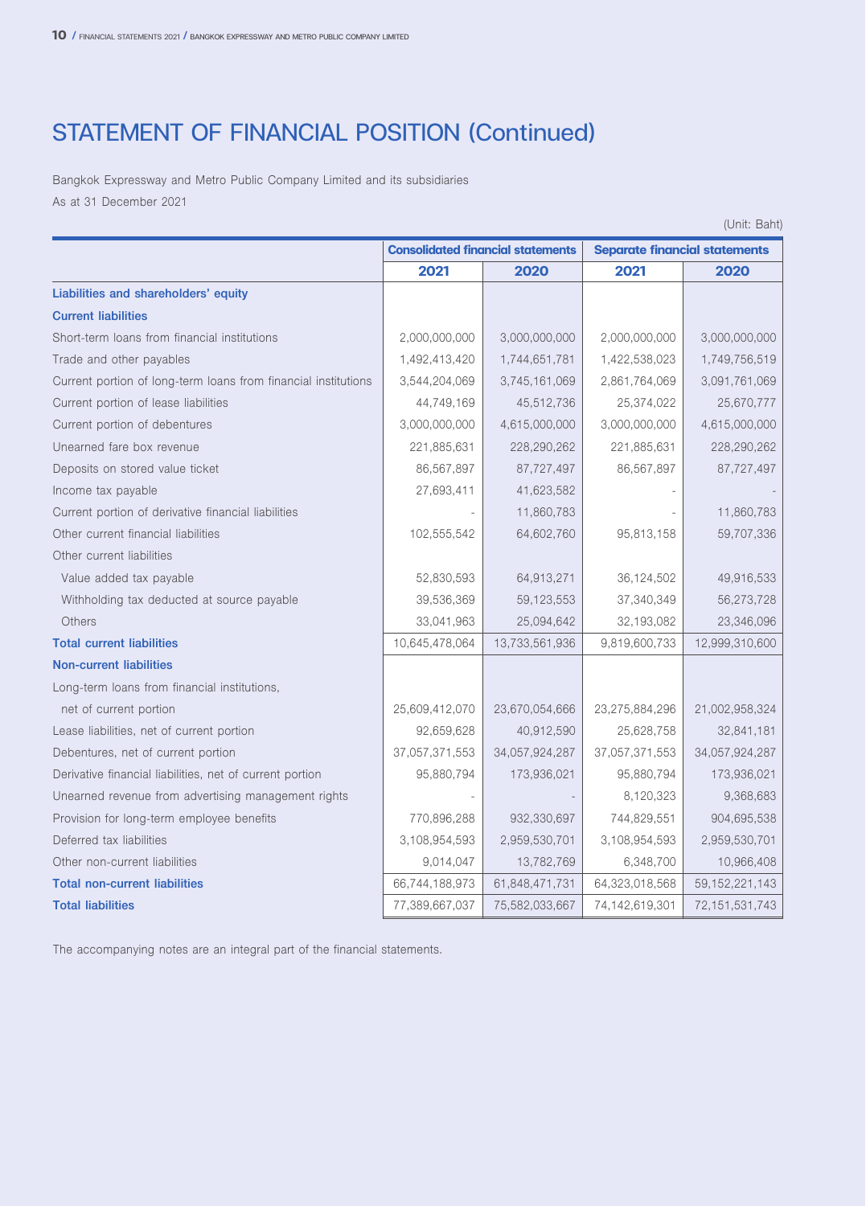# STATEMENT OF FINANCIAL POSITION (Continued)

Bangkok Expressway and Metro Public Company Limited and its subsidiaries

As at 31 December 2021

(Unit: Baht)

| | Consolidated financial statements | | Separate financial statements | |
|---|---|---|---|---|
| | 2021 | 2020 | 2021 | 2020 |
| **Liabilities and shareholders' equity** | | | | |
| **Current liabilities** | | | | |
| Short-term loans from financial institutions | 2,000,000,000 | 3,000,000,000 | 2,000,000,000 | 3,000,000,000 |
| Trade and other payables | 1,492,413,420 | 1,744,651,781 | 1,422,538,023 | 1,749,756,519 |
| Current portion of long-term loans from financial institutions | 3,544,204,069 | 3,745,161,069 | 2,861,764,069 | 3,091,761,069 |
| Current portion of lease liabilities | 44,749,169 | 45,512,736 | 25,374,022 | 25,670,777 |
| Current portion of debentures | 3,000,000,000 | 4,615,000,000 | 3,000,000,000 | 4,615,000,000 |
| Unearned fare box revenue | 221,885,631 | 228,290,262 | 221,885,631 | 228,290,262 |
| Deposits on stored value ticket | 86,567,897 | 87,727,497 | 86,567,897 | 87,727,497 |
| Income tax payable | 27,693,411 | 41,623,582 | - | - |
| Current portion of derivative financial liabilities | - | 11,860,783 | - | 11,860,783 |
| Other current financial liabilities | 102,555,542 | 64,602,760 | 95,813,158 | 59,707,336 |
| Other current liabilities | | | | |
| Value added tax payable | 52,830,593 | 64,913,271 | 36,124,502 | 49,916,533 |
| Withholding tax deducted at source payable | 39,536,369 | 59,123,553 | 37,340,349 | 56,273,728 |
| Others | 33,041,963 | 25,094,642 | 32,193,082 | 23,346,096 |
| **Total current liabilities** | 10,645,478,064 | 13,733,561,936 | 9,819,600,733 | 12,999,310,600 |
| **Non-current liabilities** | | | | |
| Long-term loans from financial institutions, net of current portion | 25,609,412,070 | 23,670,054,666 | 23,275,884,296 | 21,002,958,324 |
| Lease liabilities, net of current portion | 92,659,628 | 40,912,590 | 25,628,758 | 32,841,181 |
| Debentures, net of current portion | 37,057,371,553 | 34,057,924,287 | 37,057,371,553 | 34,057,924,287 |
| Derivative financial liabilities, net of current portion | 95,880,794 | 173,936,021 | 95,880,794 | 173,936,021 |
| Unearned revenue from advertising management rights | - | - | 8,120,323 | 9,368,683 |
| Provision for long-term employee benefits | 770,896,288 | 932,330,697 | 744,829,551 | 904,695,538 |
| Deferred tax liabilities | 3,108,954,593 | 2,959,530,701 | 3,108,954,593 | 2,959,530,701 |
| Other non-current liabilities | 9,014,047 | 13,782,769 | 6,348,700 | 10,966,408 |
| **Total non-current liabilities** | 66,744,188,973 | 61,848,471,731 | 64,323,018,568 | 59,152,221,143 |
| **Total liabilities** | 77,389,667,037 | 75,582,033,667 | 74,142,619,301 | 72,151,531,743 |

The accompanying notes are an integral part of the financial statements.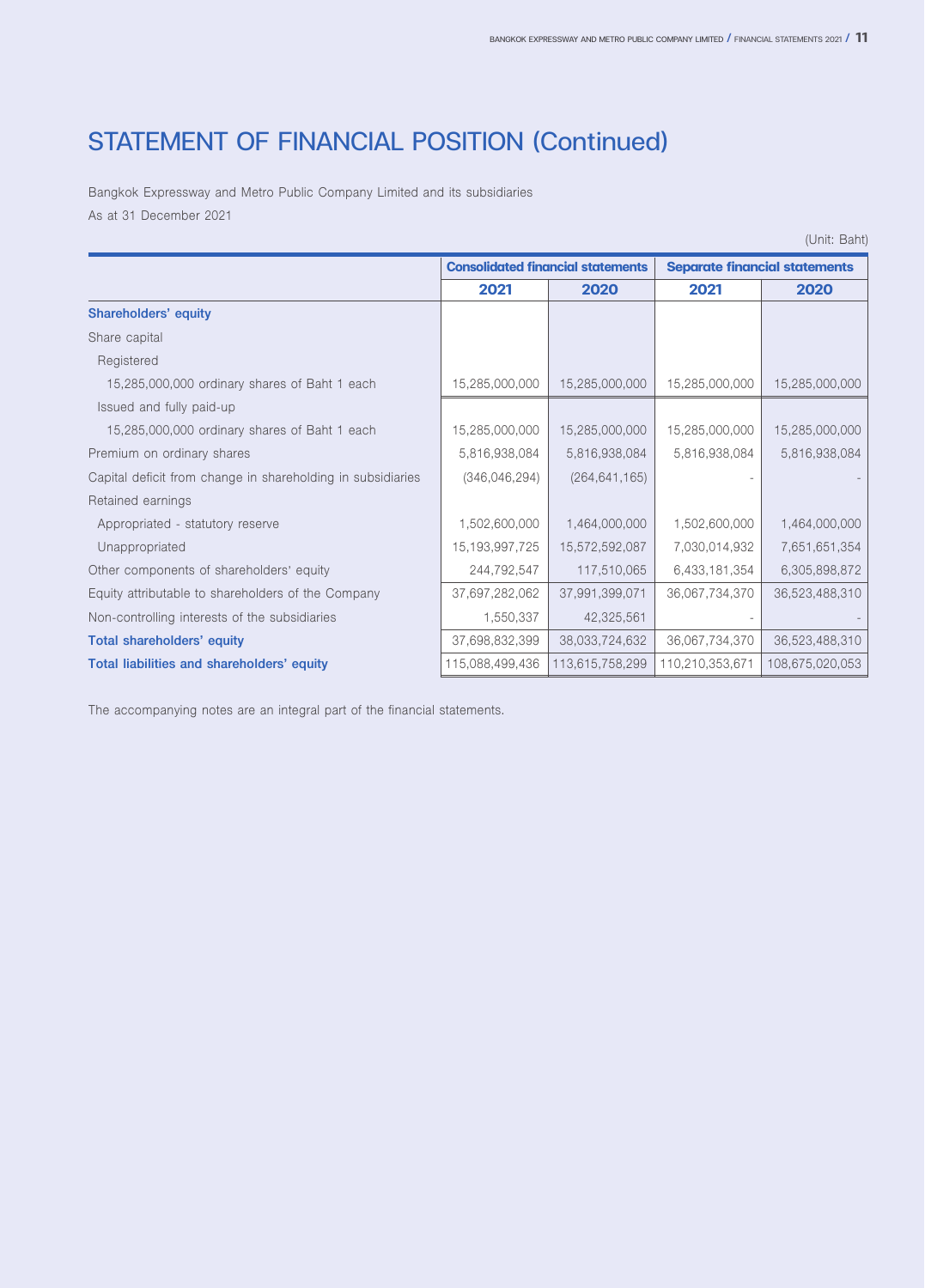# STATEMENT OF FINANCIAL POSITION (Continued)

Bangkok Expressway and Metro Public Company Limited and its subsidiaries

As at 31 December 2021

(Unit: Baht)

| | Consolidated financial statements | | Separate financial statements | |
|---|---|---|---|---|
| | 2021 | 2020 | 2021 | 2020 |
| **Shareholders' equity** | | | | |
| Share capital | | | | |
| Registered | | | | |
| 15,285,000,000 ordinary shares of Baht 1 each | 15,285,000,000 | 15,285,000,000 | 15,285,000,000 | 15,285,000,000 |
| Issued and fully paid-up | | | | |
| 15,285,000,000 ordinary shares of Baht 1 each | 15,285,000,000 | 15,285,000,000 | 15,285,000,000 | 15,285,000,000 |
| Premium on ordinary shares | 5,816,938,084 | 5,816,938,084 | 5,816,938,084 | 5,816,938,084 |
| Capital deficit from change in shareholding in subsidiaries | (346,046,294) | (264,641,165) | - | - |
| Retained earnings | | | | |
| Appropriated - statutory reserve | 1,502,600,000 | 1,464,000,000 | 1,502,600,000 | 1,464,000,000 |
| Unappropriated | 15,193,997,725 | 15,572,592,087 | 7,030,014,932 | 7,651,651,354 |
| Other components of shareholders' equity | 244,792,547 | 117,510,065 | 6,433,181,354 | 6,305,898,872 |
| Equity attributable to shareholders of the Company | 37,697,282,062 | 37,991,399,071 | 36,067,734,370 | 36,523,488,310 |
| Non-controlling interests of the subsidiaries | 1,550,337 | 42,325,561 | - | - |
| **Total shareholders' equity** | 37,698,832,399 | 38,033,724,632 | 36,067,734,370 | 36,523,488,310 |
| **Total liabilities and shareholders' equity** | 115,088,499,436 | 113,615,758,299 | 110,210,353,671 | 108,675,020,053 |

The accompanying notes are an integral part of the financial statements.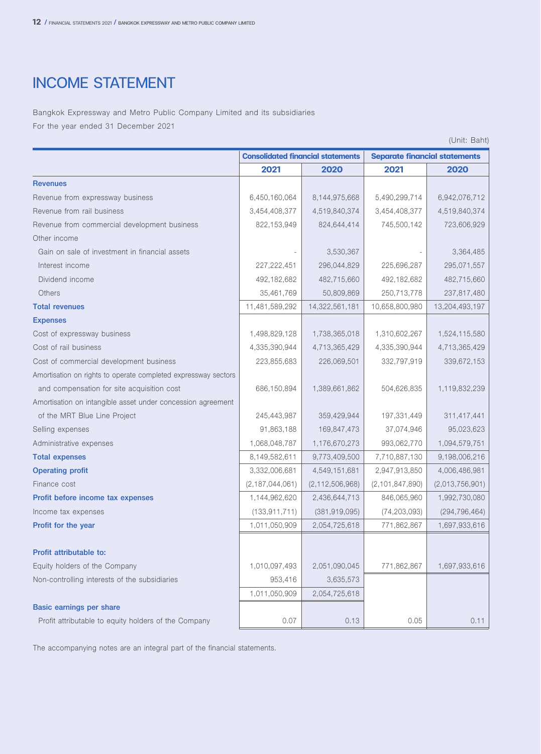# INCOME STATEMENT

Bangkok Expressway and Metro Public Company Limited and its subsidiaries

For the year ended 31 December 2021

(Unit: Baht)

| | Consolidated financial statements | | Separate financial statements | |
|---|---|---|---|---|
| | 2021 | 2020 | 2021 | 2020 |
| **Revenues** | | | | |
| Revenue from expressway business | 6,450,160,064 | 8,144,975,668 | 5,490,299,714 | 6,942,076,712 |
| Revenue from rail business | 3,454,408,377 | 4,519,840,374 | 3,454,408,377 | 4,519,840,374 |
| Revenue from commercial development business | 822,153,949 | 824,644,414 | 745,500,142 | 723,606,929 |
| Other income | | | | |
| Gain on sale of investment in financial assets | - | 3,530,367 | - | 3,364,485 |
| Interest income | 227,222,451 | 296,044,829 | 225,696,287 | 295,071,557 |
| Dividend income | 492,182,682 | 482,715,660 | 492,182,682 | 482,715,660 |
| Others | 35,461,769 | 50,809,869 | 250,713,778 | 237,817,480 |
| **Total revenues** | 11,481,589,292 | 14,322,561,181 | 10,658,800,980 | 13,204,493,197 |
| **Expenses** | | | | |
| Cost of expressway business | 1,498,829,128 | 1,738,365,018 | 1,310,602,267 | 1,524,115,580 |
| Cost of rail business | 4,335,390,944 | 4,713,365,429 | 4,335,390,944 | 4,713,365,429 |
| Cost of commercial development business | 223,855,683 | 226,069,501 | 332,797,919 | 339,672,153 |
| Amortisation on rights to operate completed expressway sectors and compensation for site acquisition cost | 686,150,894 | 1,389,661,862 | 504,626,835 | 1,119,832,239 |
| Amortisation on intangible asset under concession agreement of the MRT Blue Line Project | 245,443,987 | 359,429,944 | 197,331,449 | 311,417,441 |
| Selling expenses | 91,863,188 | 169,847,473 | 37,074,946 | 95,023,623 |
| Administrative expenses | 1,068,048,787 | 1,176,670,273 | 993,062,770 | 1,094,579,751 |
| **Total expenses** | 8,149,582,611 | 9,773,409,500 | 7,710,887,130 | 9,198,006,216 |
| **Operating profit** | 3,332,006,681 | 4,549,151,681 | 2,947,913,850 | 4,006,486,981 |
| Finance cost | (2,187,044,061) | (2,112,506,968) | (2,101,847,890) | (2,013,756,901) |
| **Profit before income tax expenses** | 1,144,962,620 | 2,436,644,713 | 846,065,960 | 1,992,730,080 |
| Income tax expenses | (133,911,711) | (381,919,095) | (74,203,093) | (294,796,464) |
| **Profit for the year** | 1,011,050,909 | 2,054,725,618 | 771,862,867 | 1,697,933,616 |
| | | | | |
| **Profit attributable to:** | | | | |
| Equity holders of the Company | 1,010,097,493 | 2,051,090,045 | 771,862,867 | 1,697,933,616 |
| Non-controlling interests of the subsidiaries | 953,416 | 3,635,573 | | |
| | 1,011,050,909 | 2,054,725,618 | | |
| **Basic earnings per share** | | | | |
| Profit attributable to equity holders of the Company | 0.07 | 0.13 | 0.05 | 0.11 |

The accompanying notes are an integral part of the financial statements.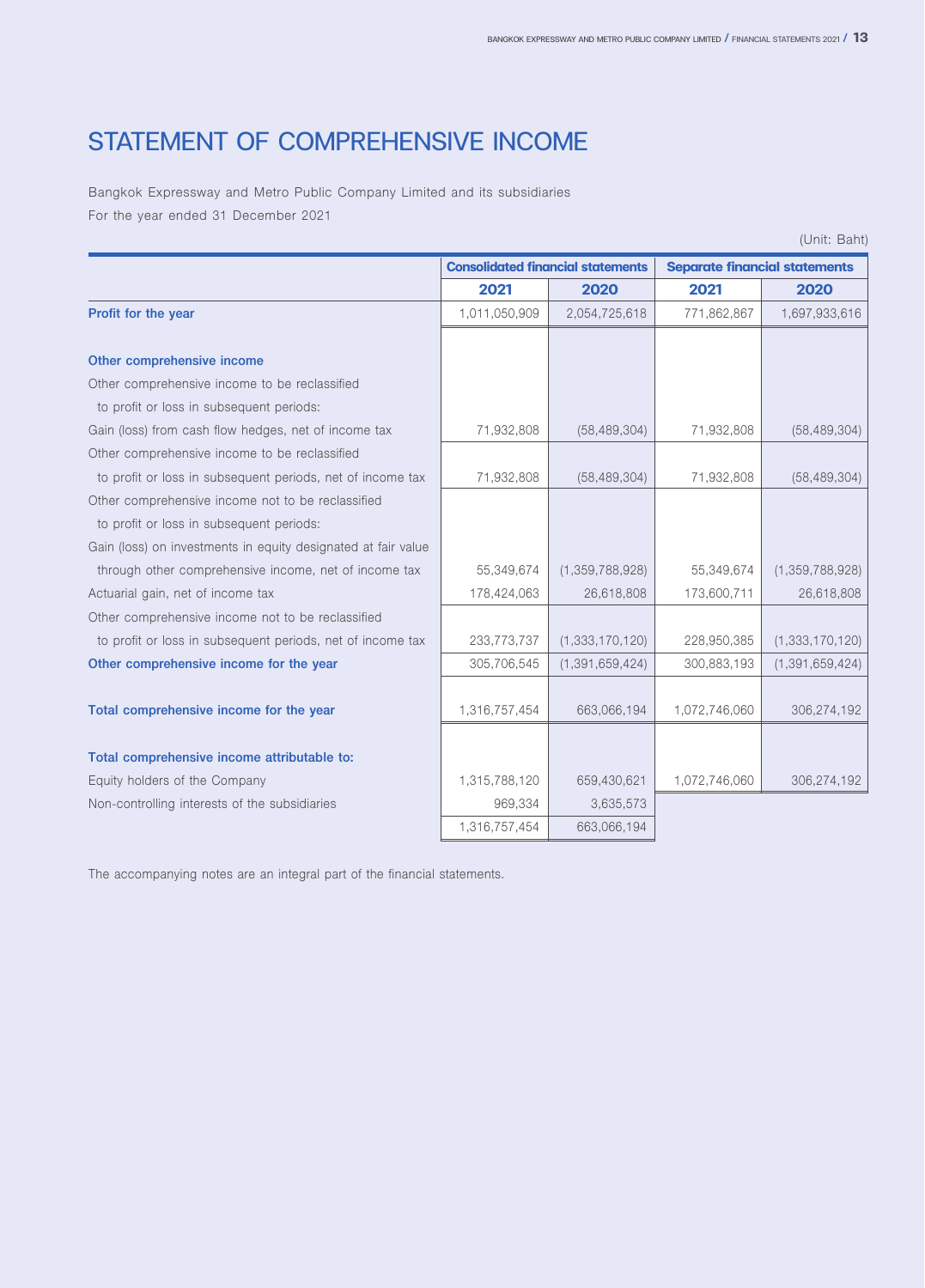# STATEMENT OF COMPREHENSIVE INCOME

Bangkok Expressway and Metro Public Company Limited and its subsidiaries

For the year ended 31 December 2021

(Unit: Baht)

| | Consolidated financial statements | | Separate financial statements | |
|---|---|---|---|---|
| | 2021 | 2020 | 2021 | 2020 |
| **Profit for the year** | 1,011,050,909 | 2,054,725,618 | 771,862,867 | 1,697,933,616 |
| | | | | |
| **Other comprehensive income** | | | | |
| Other comprehensive income to be reclassified to profit or loss in subsequent periods: | | | | |
| Gain (loss) from cash flow hedges, net of income tax | 71,932,808 | (58,489,304) | 71,932,808 | (58,489,304) |
| Other comprehensive income to be reclassified to profit or loss in subsequent periods, net of income tax | 71,932,808 | (58,489,304) | 71,932,808 | (58,489,304) |
| Other comprehensive income not to be reclassified to profit or loss in subsequent periods: | | | | |
| Gain (loss) on investments in equity designated at fair value through other comprehensive income, net of income tax | 55,349,674 | (1,359,788,928) | 55,349,674 | (1,359,788,928) |
| Actuarial gain, net of income tax | 178,424,063 | 26,618,808 | 173,600,711 | 26,618,808 |
| Other comprehensive income not to be reclassified to profit or loss in subsequent periods, net of income tax | 233,773,737 | (1,333,170,120) | 228,950,385 | (1,333,170,120) |
| **Other comprehensive income for the year** | 305,706,545 | (1,391,659,424) | 300,883,193 | (1,391,659,424) |
| | | | | |
| **Total comprehensive income for the year** | 1,316,757,454 | 663,066,194 | 1,072,746,060 | 306,274,192 |
| | | | | |
| **Total comprehensive income attributable to:** | | | | |
| Equity holders of the Company | 1,315,788,120 | 659,430,621 | 1,072,746,060 | 306,274,192 |
| Non-controlling interests of the subsidiaries | 969,334 | 3,635,573 | | |
| | 1,316,757,454 | 663,066,194 | | |

The accompanying notes are an integral part of the financial statements.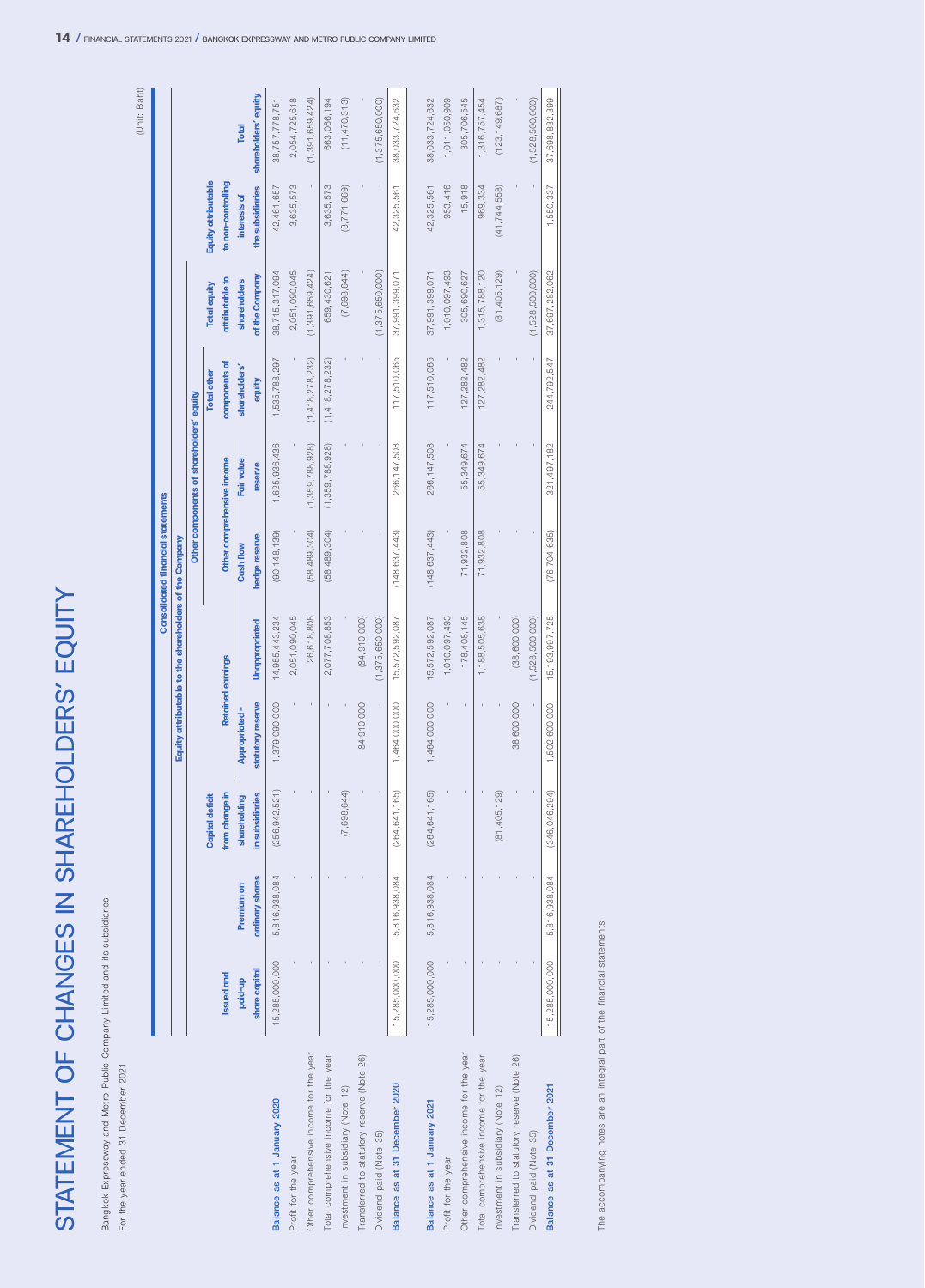# STATEMENT OF CHANGES IN SHAREHOLDERS' EQUITY

Bangkok Expressway and Metro Public Company Limited and its subsidiaries

For the year ended 31 December 2021

(Unit: Baht)

| | Consolidated financial statements | | | | | | | | | | | |
|---|---|---|---|---|---|---|---|---|---|---|---|---|
| | Equity attributable to the shareholders of the Company | | | | | | | | | | | |
| | | | | | | Other components of shareholders' equity | | | | | | |
| | | | | Retained earnings | | Other comprehensive income | | | | | | |
| | Issued and paid-up share capital | Premium on ordinary shares | Capital deficit from change in shareholding in subsidiaries | Appropriated - statutory reserve | Unappropriated | Cash flow hedge reserve | Fair value reserve | Total other components of shareholders' equity | Total equity attributable to shareholders of the Company | Equity attributable to non-controlling interests of the subsidiaries | Total shareholders' equity |
| **Balance as at 1 January 2020** | 15,285,000,000 | 5,816,938,084 | (256,942,521) | 1,379,090,000 | 14,955,443,234 | (90,148,139) | 1,625,936,436 | 1,535,788,297 | 38,715,317,094 | 42,461,657 | 38,757,778,751 |
| Profit for the year | - | - | - | - | 2,051,090,045 | - | - | - | 2,051,090,045 | 3,635,573 | 2,054,725,618 |
| Other comprehensive income for the year | - | - | - | - | 26,618,808 | (58,489,304) | (1,359,788,928) | (1,418,278,232) | (1,391,659,424) | - | (1,391,659,424) |
| Total comprehensive income for the year | - | - | - | - | 2,077,708,853 | (58,489,304) | (1,359,788,928) | (1,418,278,232) | 659,430,621 | 3,635,573 | 663,066,194 |
| Investment in subsidiary (Note 12) | - | - | (7,698,644) | - | - | - | - | - | (7,698,644) | (3,771,669) | (11,470,313) |
| Transferred to statutory reserve (Note 26) | - | - | - | 84,910,000 | (84,910,000) | - | - | - | - | - | - |
| Dividend paid (Note 35) | - | - | - | - | (1,375,650,000) | - | - | - | (1,375,650,000) | - | (1,375,650,000) |
| **Balance as at 31 December 2020** | 15,285,000,000 | 5,816,938,084 | (264,641,165) | 1,464,000,000 | 15,572,592,087 | (148,637,443) | 266,147,508 | 117,510,065 | 37,991,399,071 | 42,325,561 | 38,033,724,632 |
| | | | | | | | | | | | |
| **Balance as at 1 January 2021** | 15,285,000,000 | 5,816,938,084 | (264,641,165) | 1,464,000,000 | 15,572,592,087 | (148,637,443) | 266,147,508 | 117,510,065 | 37,991,399,071 | 42,325,561 | 38,033,724,632 |
| Profit for the year | - | - | - | - | 1,010,097,493 | - | - | - | 1,010,097,493 | 953,416 | 1,011,050,909 |
| Other comprehensive income for the year | - | - | - | - | 178,408,145 | 71,932,808 | 55,349,674 | 127,282,482 | 305,690,627 | 15,918 | 305,706,545 |
| Total comprehensive income for the year | - | - | - | - | 1,188,505,638 | 71,932,808 | 55,349,674 | 127,282,482 | 1,315,788,120 | 969,334 | 1,316,757,454 |
| Investment in subsidiary (Note 12) | - | - | (81,405,129) | - | - | - | - | - | (81,405,129) | (41,744,558) | (123,149,687) |
| Transferred to statutory reserve (Note 26) | - | - | - | 38,600,000 | (38,600,000) | - | - | - | - | - | - |
| Dividend paid (Note 35) | - | - | - | - | (1,528,500,000) | - | - | - | (1,528,500,000) | - | (1,528,500,000) |
| **Balance as at 31 December 2021** | 15,285,000,000 | 5,816,938,084 | (346,046,294) | 1,502,600,000 | 15,193,997,725 | (76,704,635) | 321,497,182 | 244,792,547 | 37,697,282,062 | 1,550,337 | 37,698,832,399 |

The accompanying notes are an integral part of the financial statements.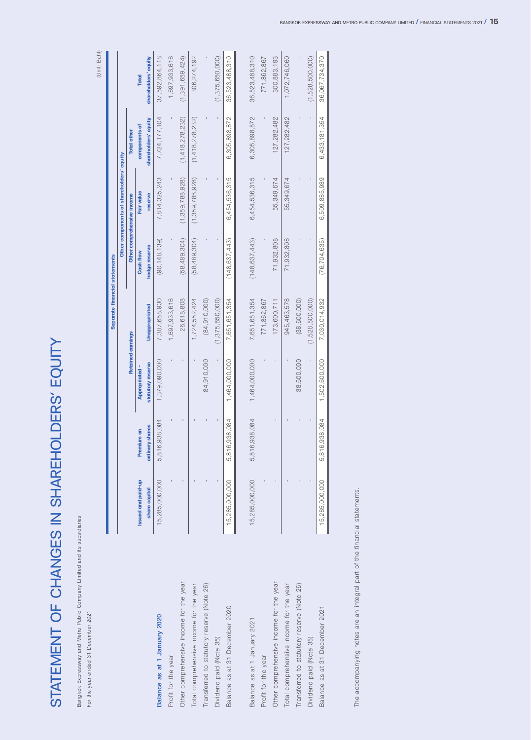# STATEMENT OF CHANGES IN SHAREHOLDERS' EQUITY

Bangkok Expressway and Metro Public Company Limited and its subsidiaries

For the year ended 31 December 2021

(Unit: Baht)

| | Separate financial statements | | | | | | | |
|---|---|---|---|---|---|---|---|---|
| | | | Retained earnings | | Other components of shareholders' equity | | | |
| | | | | | Other comprehensive income | | | |
| | Issued and paid-up share capital | Premium on ordinary shares | Appropriated - statutory reserve | Unappropriated | Cash flow hedge reserve | Fair value reserve | Total other components of shareholders' equity | Total shareholders' equity |
| **Balance as at 1 January 2020** | 15,285,000,000 | 5,816,938,084 | 1,379,090,000 | 7,387,658,930 | (90,148,139) | 7,814,325,243 | 7,724,177,104 | 37,592,864,118 |
| Profit for the year | - | - | - | 1,697,933,616 | - | - | - | 1,697,933,616 |
| Other comprehensive income for the year | - | - | - | 26,618,808 | (58,489,304) | (1,359,788,928) | (1,418,278,232) | (1,391,659,424) |
| Total comprehensive income for the year | - | - | - | 1,724,552,424 | (58,489,304) | (1,359,788,928) | (1,418,278,232) | 306,274,192 |
| Transferred to statutory reserve (Note 26) | - | - | 84,910,000 | (84,910,000) | - | - | - | - |
| Dividend paid (Note 35) | - | - | - | (1,375,650,000) | - | - | - | (1,375,650,000) |
| Balance as at 31 December 2020 | 15,285,000,000 | 5,816,938,084 | 1,464,000,000 | 7,651,651,354 | (148,637,443) | 6,454,536,315 | 6,305,898,872 | 36,523,488,310 |
| | | | | | | | | |
| Balance as at 1 January 2021 | 15,285,000,000 | 5,816,938,084 | 1,464,000,000 | 7,651,651,354 | (148,637,443) | 6,454,536,315 | 6,305,898,872 | 36,523,488,310 |
| Profit for the year | - | - | - | 771,862,867 | - | - | - | 771,862,867 |
| Other comprehensive income for the year | - | - | - | 173,600,711 | 71,932,808 | 55,349,674 | 127,282,482 | 300,883,193 |
| Total comprehensive income for the year | - | - | - | 945,463,578 | 71,932,808 | 55,349,674 | 127,282,482 | 1,072,746,060 |
| Transferred to statutory reserve (Note 26) | - | - | 38,600,000 | (38,600,000) | - | - | - | - |
| Dividend paid (Note 35) | - | - | - | (1,528,500,000) | - | - | - | (1,528,500,000) |
| Balance as at 31 December 2021 | 15,285,000,000 | 5,816,938,084 | 1,502,600,000 | 7,030,014,932 | (76,704,635) | 6,509,885,989 | 6,433,181,354 | 36,067,734,370 |

The accompanying notes are an integral part of the financial statements.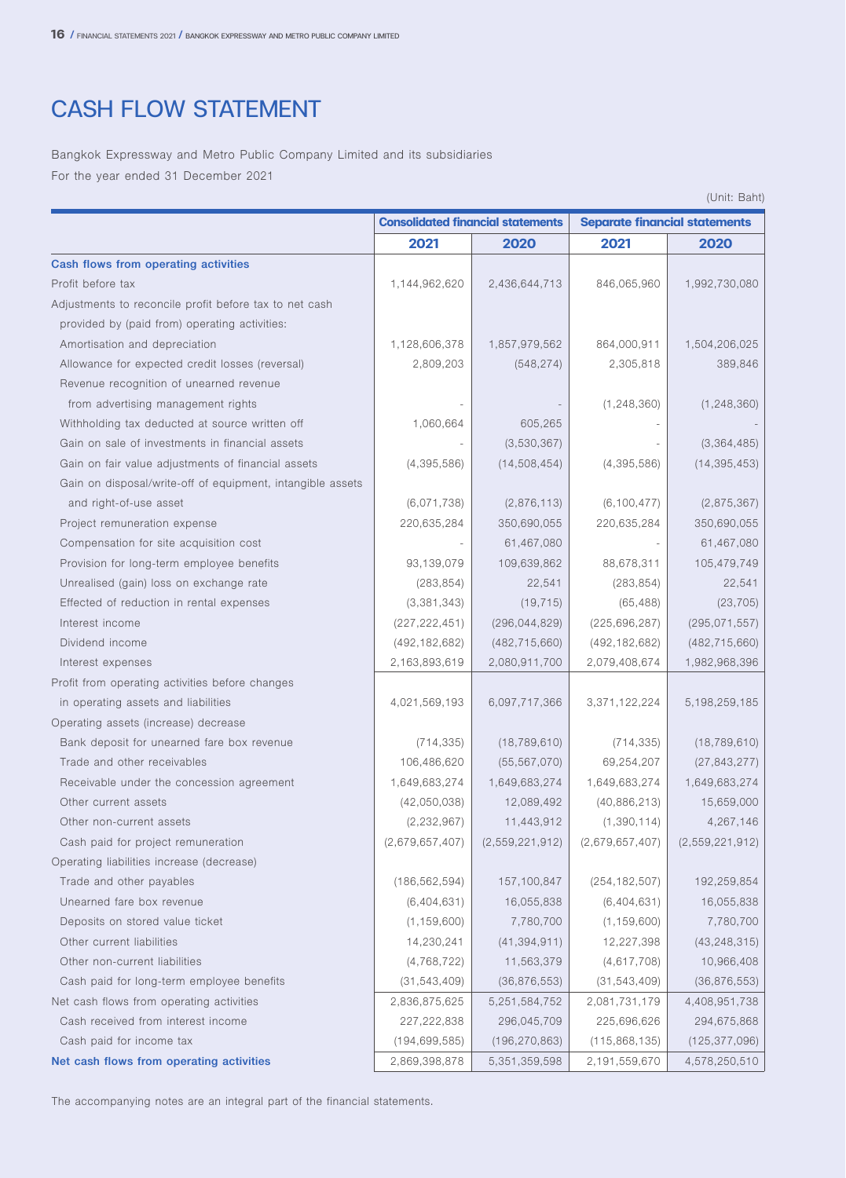# CASH FLOW STATEMENT

Bangkok Expressway and Metro Public Company Limited and its subsidiaries

For the year ended 31 December 2021

(Unit: Baht)

| | Consolidated financial statements | | Separate financial statements | |
|---|---|---|---|---|
| | 2021 | 2020 | 2021 | 2020 |
| **Cash flows from operating activities** | | | | |
| Profit before tax | 1,144,962,620 | 2,436,644,713 | 846,065,960 | 1,992,730,080 |
| Adjustments to reconcile profit before tax to net cash provided by (paid from) operating activities: | | | | |
| Amortisation and depreciation | 1,128,606,378 | 1,857,979,562 | 864,000,911 | 1,504,206,025 |
| Allowance for expected credit losses (reversal) | 2,809,203 | (548,274) | 2,305,818 | 389,846 |
| Revenue recognition of unearned revenue from advertising management rights | - | - | (1,248,360) | (1,248,360) |
| Withholding tax deducted at source written off | 1,060,664 | 605,265 | - | - |
| Gain on sale of investments in financial assets | - | (3,530,367) | - | (3,364,485) |
| Gain on fair value adjustments of financial assets | (4,395,586) | (14,508,454) | (4,395,586) | (14,395,453) |
| Gain on disposal/write-off of equipment, intangible assets and right-of-use asset | (6,071,738) | (2,876,113) | (6,100,477) | (2,875,367) |
| Project remuneration expense | 220,635,284 | 350,690,055 | 220,635,284 | 350,690,055 |
| Compensation for site acquisition cost | - | 61,467,080 | - | 61,467,080 |
| Provision for long-term employee benefits | 93,139,079 | 109,639,862 | 88,678,311 | 105,479,749 |
| Unrealised (gain) loss on exchange rate | (283,854) | 22,541 | (283,854) | 22,541 |
| Effected of reduction in rental expenses | (3,381,343) | (19,715) | (65,488) | (23,705) |
| Interest income | (227,222,451) | (296,044,829) | (225,696,287) | (295,071,557) |
| Dividend income | (492,182,682) | (482,715,660) | (492,182,682) | (482,715,660) |
| Interest expenses | 2,163,893,619 | 2,080,911,700 | 2,079,408,674 | 1,982,968,396 |
| Profit from operating activities before changes in operating assets and liabilities | 4,021,569,193 | 6,097,717,366 | 3,371,122,224 | 5,198,259,185 |
| Operating assets (increase) decrease | | | | |
| Bank deposit for unearned fare box revenue | (714,335) | (18,789,610) | (714,335) | (18,789,610) |
| Trade and other receivables | 106,486,620 | (55,567,070) | 69,254,207 | (27,843,277) |
| Receivable under the concession agreement | 1,649,683,274 | 1,649,683,274 | 1,649,683,274 | 1,649,683,274 |
| Other current assets | (42,050,038) | 12,089,492 | (40,886,213) | 15,659,000 |
| Other non-current assets | (2,232,967) | 11,443,912 | (1,390,114) | 4,267,146 |
| Cash paid for project remuneration | (2,679,657,407) | (2,559,221,912) | (2,679,657,407) | (2,559,221,912) |
| Operating liabilities increase (decrease) | | | | |
| Trade and other payables | (186,562,594) | 157,100,847 | (254,182,507) | 192,259,854 |
| Unearned fare box revenue | (6,404,631) | 16,055,838 | (6,404,631) | 16,055,838 |
| Deposits on stored value ticket | (1,159,600) | 7,780,700 | (1,159,600) | 7,780,700 |
| Other current liabilities | 14,230,241 | (41,394,911) | 12,227,398 | (43,248,315) |
| Other non-current liabilities | (4,768,722) | 11,563,379 | (4,617,708) | 10,966,408 |
| Cash paid for long-term employee benefits | (31,543,409) | (36,876,553) | (31,543,409) | (36,876,553) |
| Net cash flows from operating activities | 2,836,875,625 | 5,251,584,752 | 2,081,731,179 | 4,408,951,738 |
| Cash received from interest income | 227,222,838 | 296,045,709 | 225,696,626 | 294,675,868 |
| Cash paid for income tax | (194,699,585) | (196,270,863) | (115,868,135) | (125,377,096) |
| **Net cash flows from operating activities** | 2,869,398,878 | 5,351,359,598 | 2,191,559,670 | 4,578,250,510 |

The accompanying notes are an integral part of the financial statements.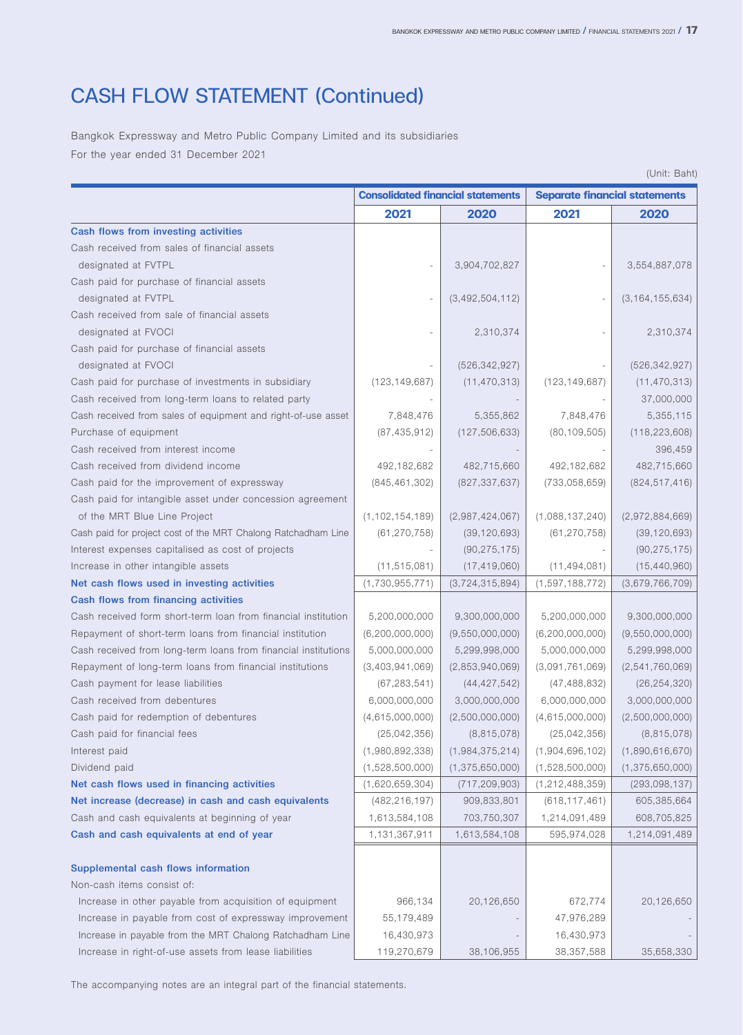# CASH FLOW STATEMENT (Continued)

Bangkok Expressway and Metro Public Company Limited and its subsidiaries

For the year ended 31 December 2021

(Unit: Baht)

| | Consolidated financial statements | | Separate financial statements | |
|---|---|---|---|---|
| | 2021 | 2020 | 2021 | 2020 |
| **Cash flows from investing activities** | | | | |
| Cash received from sales of financial assets designated at FVTPL | - | 3,904,702,827 | - | 3,554,887,078 |
| Cash paid for purchase of financial assets designated at FVTPL | - | (3,492,504,112) | - | (3,164,155,634) |
| Cash received from sale of financial assets designated at FVOCI | - | 2,310,374 | - | 2,310,374 |
| Cash paid for purchase of financial assets designated at FVOCI | - | (526,342,927) | - | (526,342,927) |
| Cash paid for purchase of investments in subsidiary | (123,149,687) | (11,470,313) | (123,149,687) | (11,470,313) |
| Cash received from long-term loans to related party | - | - | - | 37,000,000 |
| Cash received from sales of equipment and right-of-use asset | 7,848,476 | 5,355,862 | 7,848,476 | 5,355,115 |
| Purchase of equipment | (87,435,912) | (127,506,633) | (80,109,505) | (118,223,608) |
| Cash received from interest income | - | - | - | 396,459 |
| Cash received from dividend income | 492,182,682 | 482,715,660 | 492,182,682 | 482,715,660 |
| Cash paid for the improvement of expressway | (845,461,302) | (827,337,637) | (733,058,659) | (824,517,416) |
| Cash paid for intangible asset under concession agreement of the MRT Blue Line Project | (1,102,154,189) | (2,987,424,067) | (1,088,137,240) | (2,972,884,669) |
| Cash paid for project cost of the MRT Chalong Ratchadham Line | (61,270,758) | (39,120,693) | (61,270,758) | (39,120,693) |
| Interest expenses capitalised as cost of projects | - | (90,275,175) | - | (90,275,175) |
| Increase in other intangible assets | (11,515,081) | (17,419,060) | (11,494,081) | (15,440,960) |
| **Net cash flows used in investing activities** | (1,730,955,771) | (3,724,315,894) | (1,597,188,772) | (3,679,766,709) |
| **Cash flows from financing activities** | | | | |
| Cash received form short-term loan from financial institution | 5,200,000,000 | 9,300,000,000 | 5,200,000,000 | 9,300,000,000 |
| Repayment of short-term loans from financial institution | (6,200,000,000) | (9,550,000,000) | (6,200,000,000) | (9,550,000,000) |
| Cash received from long-term loans from financial institutions | 5,000,000,000 | 5,299,998,000 | 5,000,000,000 | 5,299,998,000 |
| Repayment of long-term loans from financial institutions | (3,403,941,069) | (2,853,940,069) | (3,091,761,069) | (2,541,760,069) |
| Cash payment for lease liabilities | (67,283,541) | (44,427,542) | (47,488,832) | (26,254,320) |
| Cash received from debentures | 6,000,000,000 | 3,000,000,000 | 6,000,000,000 | 3,000,000,000 |
| Cash paid for redemption of debentures | (4,615,000,000) | (2,500,000,000) | (4,615,000,000) | (2,500,000,000) |
| Cash paid for financial fees | (25,042,356) | (8,815,078) | (25,042,356) | (8,815,078) |
| Interest paid | (1,980,892,338) | (1,984,375,214) | (1,904,696,102) | (1,890,616,670) |
| Dividend paid | (1,528,500,000) | (1,375,650,000) | (1,528,500,000) | (1,375,650,000) |
| **Net cash flows used in financing activities** | (1,620,659,304) | (717,209,903) | (1,212,488,359) | (293,098,137) |
| **Net increase (decrease) in cash and cash equivalents** | (482,216,197) | 909,833,801 | (618,117,461) | 605,385,664 |
| Cash and cash equivalents at beginning of year | 1,613,584,108 | 703,750,307 | 1,214,091,489 | 608,705,825 |
| **Cash and cash equivalents at end of year** | 1,131,367,911 | 1,613,584,108 | 595,974,028 | 1,214,091,489 |
| | | | | |
| **Supplemental cash flows information** | | | | |
| Non-cash items consist of: | | | | |
| Increase in other payable from acquisition of equipment | 966,134 | 20,126,650 | 672,774 | 20,126,650 |
| Increase in payable from cost of expressway improvement | 55,179,489 | - | 47,976,289 | - |
| Increase in payable from the MRT Chalong Ratchadham Line | 16,430,973 | - | 16,430,973 | - |
| Increase in right-of-use assets from lease liabilities | 119,270,679 | 38,106,955 | 38,357,588 | 35,658,330 |

The accompanying notes are an integral part of the financial statements.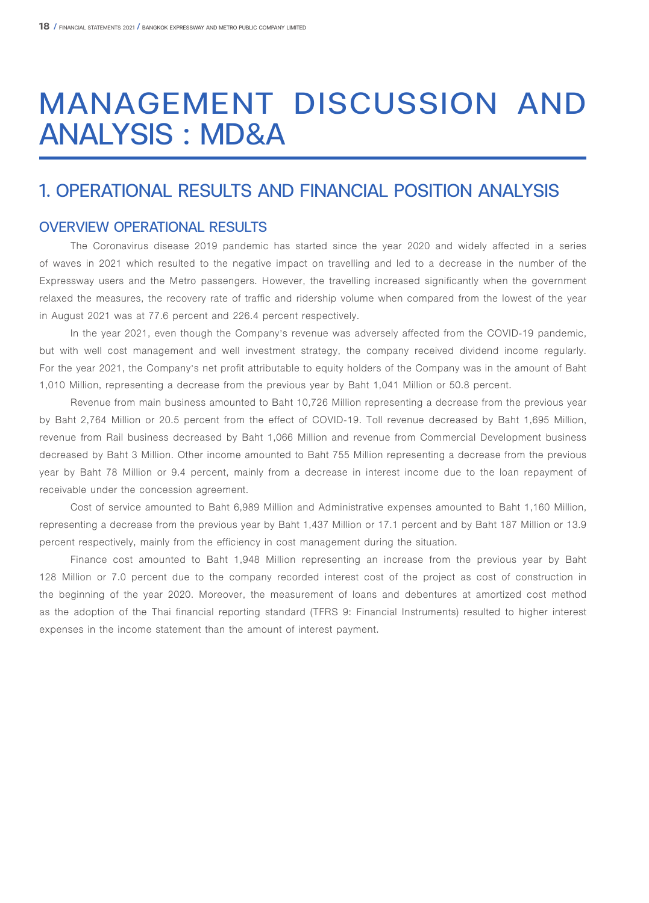# MANAGEMENT DISCUSSION AND ANALYSIS : MD&A

## 1. OPERATIONAL RESULTS AND FINANCIAL POSITION ANALYSIS

### OVERVIEW OPERATIONAL RESULTS

The Coronavirus disease 2019 pandemic has started since the year 2020 and widely affected in a series of waves in 2021 which resulted to the negative impact on travelling and led to a decrease in the number of the Expressway users and the Metro passengers. However, the travelling increased significantly when the government relaxed the measures, the recovery rate of traffic and ridership volume when compared from the lowest of the year in August 2021 was at 77.6 percent and 226.4 percent respectively.

In the year 2021, even though the Company's revenue was adversely affected from the COVID-19 pandemic, but with well cost management and well investment strategy, the company received dividend income regularly. For the year 2021, the Company's net profit attributable to equity holders of the Company was in the amount of Baht 1,010 Million, representing a decrease from the previous year by Baht 1,041 Million or 50.8 percent.

Revenue from main business amounted to Baht 10,726 Million representing a decrease from the previous year by Baht 2,764 Million or 20.5 percent from the effect of COVID-19. Toll revenue decreased by Baht 1,695 Million, revenue from Rail business decreased by Baht 1,066 Million and revenue from Commercial Development business decreased by Baht 3 Million. Other income amounted to Baht 755 Million representing a decrease from the previous year by Baht 78 Million or 9.4 percent, mainly from a decrease in interest income due to the loan repayment of receivable under the concession agreement.

Cost of service amounted to Baht 6,989 Million and Administrative expenses amounted to Baht 1,160 Million, representing a decrease from the previous year by Baht 1,437 Million or 17.1 percent and by Baht 187 Million or 13.9 percent respectively, mainly from the efficiency in cost management during the situation.

Finance cost amounted to Baht 1,948 Million representing an increase from the previous year by Baht 128 Million or 7.0 percent due to the company recorded interest cost of the project as cost of construction in the beginning of the year 2020. Moreover, the measurement of loans and debentures at amortized cost method as the adoption of the Thai financial reporting standard (TFRS 9: Financial Instruments) resulted to higher interest expenses in the income statement than the amount of interest payment.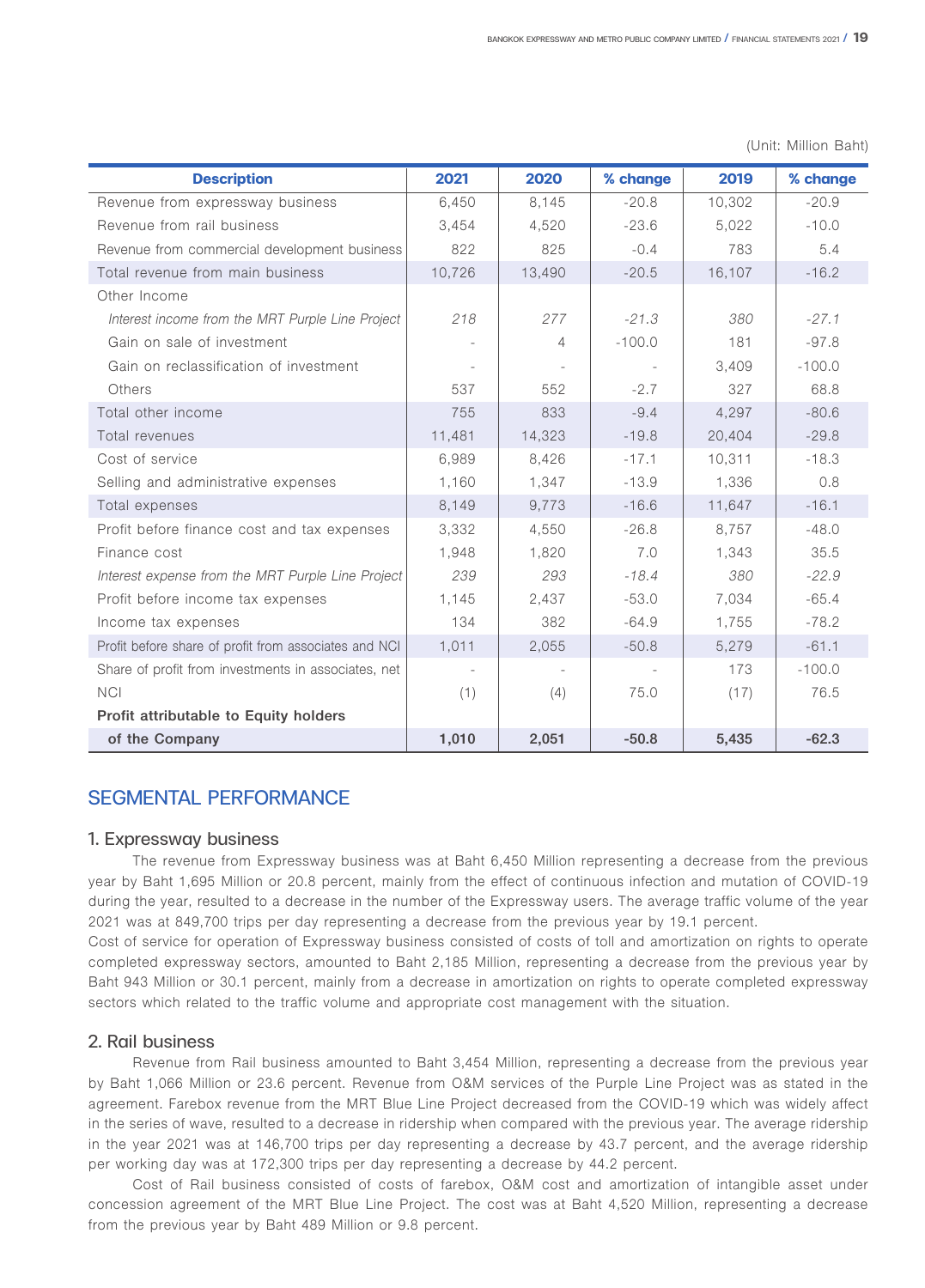(Unit: Million Baht)

| Description | 2021 | 2020 | % change | 2019 | % change |
|---|---|---|---|---|---|
| Revenue from expressway business | 6,450 | 8,145 | -20.8 | 10,302 | -20.9 |
| Revenue from rail business | 3,454 | 4,520 | -23.6 | 5,022 | -10.0 |
| Revenue from commercial development business | 822 | 825 | -0.4 | 783 | 5.4 |
| Total revenue from main business | 10,726 | 13,490 | -20.5 | 16,107 | -16.2 |
| Other Income | | | | | |
| *Interest income from the MRT Purple Line Project* | *218* | *277* | *-21.3* | *380* | *-27.1* |
| Gain on sale of investment | - | 4 | -100.0 | 181 | -97.8 |
| Gain on reclassification of investment | - | - | - | 3,409 | -100.0 |
| Others | 537 | 552 | -2.7 | 327 | 68.8 |
| Total other income | 755 | 833 | -9.4 | 4,297 | -80.6 |
| Total revenues | 11,481 | 14,323 | -19.8 | 20,404 | -29.8 |
| Cost of service | 6,989 | 8,426 | -17.1 | 10,311 | -18.3 |
| Selling and administrative expenses | 1,160 | 1,347 | -13.9 | 1,336 | 0.8 |
| Total expenses | 8,149 | 9,773 | -16.6 | 11,647 | -16.1 |
| Profit before finance cost and tax expenses | 3,332 | 4,550 | -26.8 | 8,757 | -48.0 |
| Finance cost | 1,948 | 1,820 | 7.0 | 1,343 | 35.5 |
| *Interest expense from the MRT Purple Line Project* | *239* | *293* | *-18.4* | *380* | *-22.9* |
| Profit before income tax expenses | 1,145 | 2,437 | -53.0 | 7,034 | -65.4 |
| Income tax expenses | 134 | 382 | -64.9 | 1,755 | -78.2 |
| Profit before share of profit from associates and NCI | 1,011 | 2,055 | -50.8 | 5,279 | -61.1 |
| Share of profit from investments in associates, net | - | - | - | 173 | -100.0 |
| NCI | (1) | (4) | 75.0 | (17) | 76.5 |
| **Profit attributable to Equity holders of the Company** | **1,010** | **2,051** | **-50.8** | **5,435** | **-62.3** |

## SEGMENTAL PERFORMANCE

### 1. Expressway business

The revenue from Expressway business was at Baht 6,450 Million representing a decrease from the previous year by Baht 1,695 Million or 20.8 percent, mainly from the effect of continuous infection and mutation of COVID-19 during the year, resulted to a decrease in the number of the Expressway users. The average traffic volume of the year 2021 was at 849,700 trips per day representing a decrease from the previous year by 19.1 percent.

Cost of service for operation of Expressway business consisted of costs of toll and amortization on rights to operate completed expressway sectors, amounted to Baht 2,185 Million, representing a decrease from the previous year by Baht 943 Million or 30.1 percent, mainly from a decrease in amortization on rights to operate completed expressway sectors which related to the traffic volume and appropriate cost management with the situation.

### 2. Rail business

Revenue from Rail business amounted to Baht 3,454 Million, representing a decrease from the previous year by Baht 1,066 Million or 23.6 percent. Revenue from O&M services of the Purple Line Project was as stated in the agreement. Farebox revenue from the MRT Blue Line Project decreased from the COVID-19 which was widely affect in the series of wave, resulted to a decrease in ridership when compared with the previous year. The average ridership in the year 2021 was at 146,700 trips per day representing a decrease by 43.7 percent, and the average ridership per working day was at 172,300 trips per day representing a decrease by 44.2 percent.

Cost of Rail business consisted of costs of farebox, O&M cost and amortization of intangible asset under concession agreement of the MRT Blue Line Project. The cost was at Baht 4,520 Million, representing a decrease from the previous year by Baht 489 Million or 9.8 percent.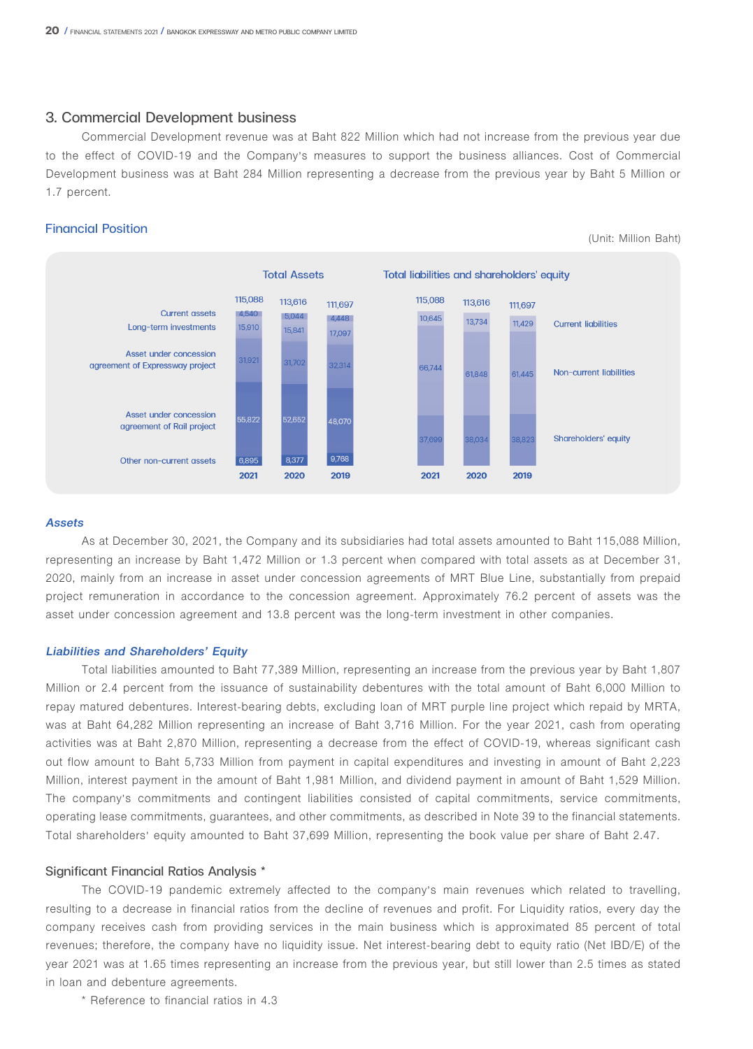## 3. Commercial Development business

Commercial Development revenue was at Baht 822 Million which had not increase from the previous year due to the effect of COVID-19 and the Company's measures to support the business alliances. Cost of Commercial Development business was at Baht 284 Million representing a decrease from the previous year by Baht 5 Million or 1.7 percent.

### Financial Position

(Unit: Million Baht)

**Total Assets**

| | 2021 | 2020 | 2019 |
|---|---|---|---|
| Total | 115,088 | 113,616 | 111,697 |
| Current assets | 4,540 | 5,044 | 4,448 |
| Long-term investments | 15,910 | 15,841 | 17,097 |
| Asset under concession agreement of Expressway project | 31,921 | 31,702 | 32,314 |
| Asset under concession agreement of Rail project | 55,822 | 52,652 | 48,070 |
| Other non-current assets | 6,895 | 8,377 | 9,768 |

**Total liabilities and shareholders' equity**

| | 2021 | 2020 | 2019 |
|---|---|---|---|
| Total | 115,088 | 113,616 | 111,697 |
| Current liabilities | 10,645 | 13,734 | 11,429 |
| Non-current liabilities | 66,744 | 61,848 | 61,445 |
| Shareholders' equity | 37,699 | 38,034 | 38,823 |

#### *Assets*

As at December 30, 2021, the Company and its subsidiaries had total assets amounted to Baht 115,088 Million, representing an increase by Baht 1,472 Million or 1.3 percent when compared with total assets as at December 31, 2020, mainly from an increase in asset under concession agreements of MRT Blue Line, substantially from prepaid project remuneration in accordance to the concession agreement. Approximately 76.2 percent of assets was the asset under concession agreement and 13.8 percent was the long-term investment in other companies.

#### *Liabilities and Shareholders' Equity*

Total liabilities amounted to Baht 77,389 Million, representing an increase from the previous year by Baht 1,807 Million or 2.4 percent from the issuance of sustainability debentures with the total amount of Baht 6,000 Million to repay matured debentures. Interest-bearing debts, excluding loan of MRT purple line project which repaid by MRTA, was at Baht 64,282 Million representing an increase of Baht 3,716 Million. For the year 2021, cash from operating activities was at Baht 2,870 Million, representing a decrease from the effect of COVID-19, whereas significant cash out flow amount to Baht 5,733 Million from payment in capital expenditures and investing in amount of Baht 2,223 Million, interest payment in the amount of Baht 1,981 Million, and dividend payment in amount of Baht 1,529 Million. The company's commitments and contingent liabilities consisted of capital commitments, service commitments, operating lease commitments, guarantees, and other commitments, as described in Note 39 to the financial statements. Total shareholders' equity amounted to Baht 37,699 Million, representing the book value per share of Baht 2.47.

### Significant Financial Ratios Analysis *

The COVID-19 pandemic extremely affected to the company's main revenues which related to travelling, resulting to a decrease in financial ratios from the decline of revenues and profit. For Liquidity ratios, every day the company receives cash from providing services in the main business which is approximated 85 percent of total revenues; therefore, the company have no liquidity issue. Net interest-bearing debt to equity ratio (Net IBD/E) of the year 2021 was at 1.65 times representing an increase from the previous year, but still lower than 2.5 times as stated in loan and debenture agreements.

\* Reference to financial ratios in 4.3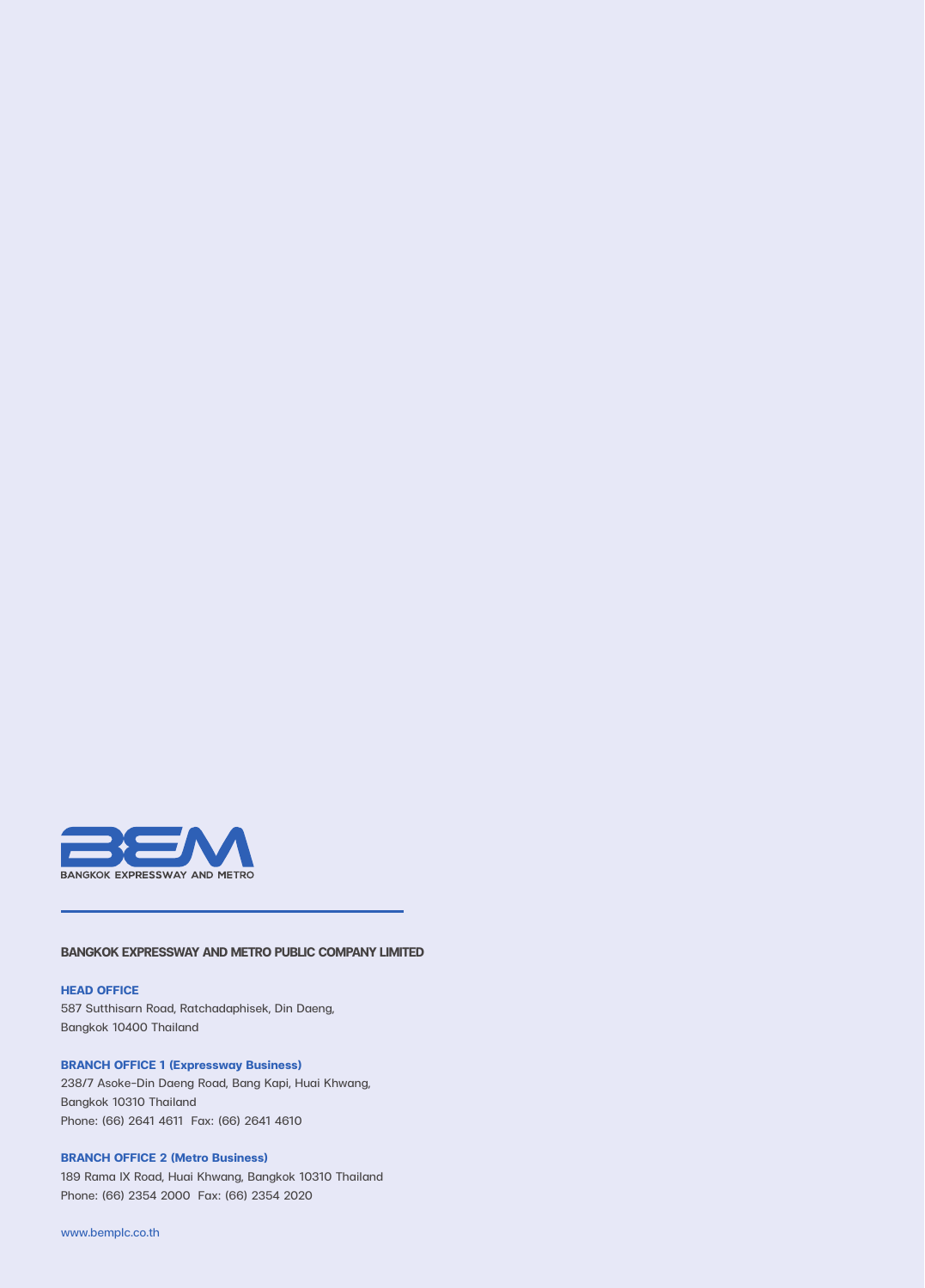BANGKOK EXPRESSWAY AND METRO

**BANGKOK EXPRESSWAY AND METRO PUBLIC COMPANY LIMITED**

**HEAD OFFICE**
587 Sutthisarn Road, Ratchadaphisek, Din Daeng,
Bangkok 10400 Thailand

**BRANCH OFFICE 1 (Expressway Business)**
238/7 Asoke-Din Daeng Road, Bang Kapi, Huai Khwang,
Bangkok 10310 Thailand
Phone: (66) 2641 4611 Fax: (66) 2641 4610

**BRANCH OFFICE 2 (Metro Business)**
189 Rama IX Road, Huai Khwang, Bangkok 10310 Thailand
Phone: (66) 2354 2000 Fax: (66) 2354 2020

www.bemplc.co.th